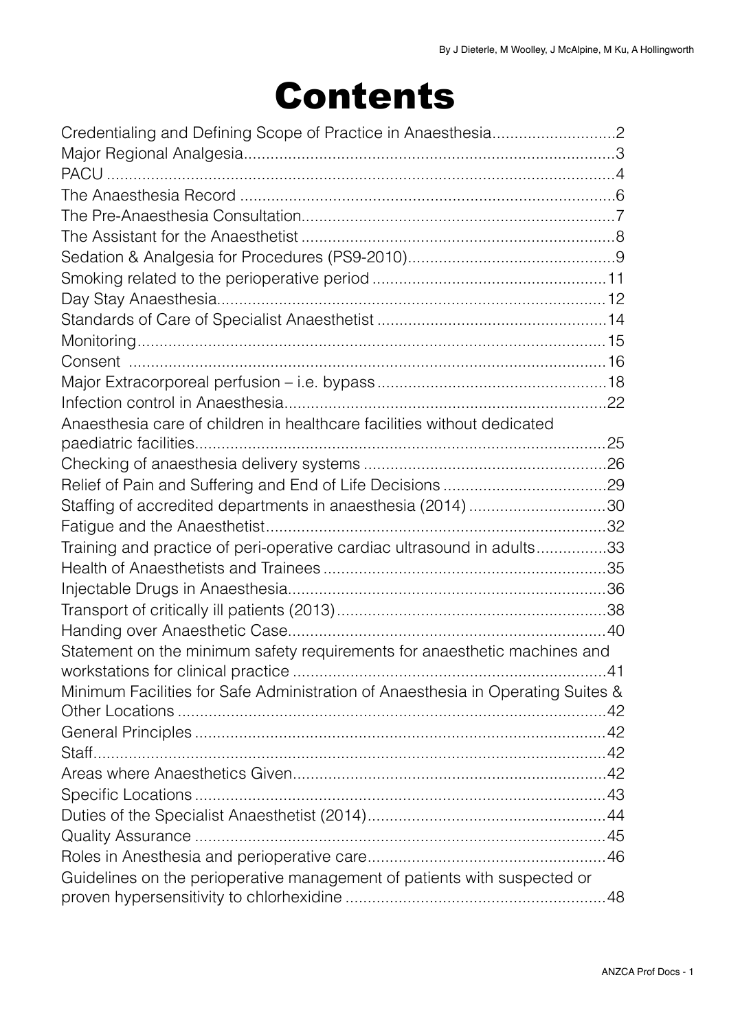By J Dieterle, M Woolley, J McAlpine, M Ku, A Hollingworth

# Contents

Credentialing and Defining Scope of Practice in Anaesthesia............................2
Major Regional Analgesia....................................................................................3
PACU ...................................................................................................................4
The Anaesthesia Record .....................................................................................6
The Pre-Anaesthesia Consultation.......................................................................7
The Assistant for the Anaesthetist .......................................................................8
Sedation & Analgesia for Procedures (PS9-2010)...............................................9
Smoking related to the perioperative period .....................................................11
Day Stay Anaesthesia........................................................................................12
Standards of Care of Specialist Anaesthetist ....................................................14
Monitoring..........................................................................................................15
Consent ............................................................................................................16
Major Extracorporeal perfusion – i.e. bypass ....................................................18
Infection control in Anaesthesia.........................................................................22
Anaesthesia care of children in healthcare facilities without dedicated paediatric facilities...........................................................................................25
Checking of anaesthesia delivery systems .......................................................26
Relief of Pain and Suffering and End of Life Decisions .....................................29
Staffing of accredited departments in anaesthesia (2014) ...............................30
Fatigue and the Anaesthetist.............................................................................32
Training and practice of peri-operative cardiac ultrasound in adults................33
Health of Anaesthetists and Trainees ................................................................35
Injectable Drugs in Anaesthesia........................................................................36
Transport of critically ill patients (2013).............................................................38
Handing over Anaesthetic Case........................................................................40
Statement on the minimum safety requirements for anaesthetic machines and workstations for clinical practice .......................................................................41
Minimum Facilities for Safe Administration of Anaesthesia in Operating Suites & Other Locations ................................................................................................42
General Principles .............................................................................................42
Staff...................................................................................................................42
Areas where Anaesthetics Given.......................................................................42
Specific Locations .............................................................................................43
Duties of the Specialist Anaesthetist (2014)......................................................44
Quality Assurance .............................................................................................45
Roles in Anesthesia and perioperative care......................................................46
Guidelines on the perioperative management of patients with suspected or proven hypersensitivity to chlorhexidine ...........................................................48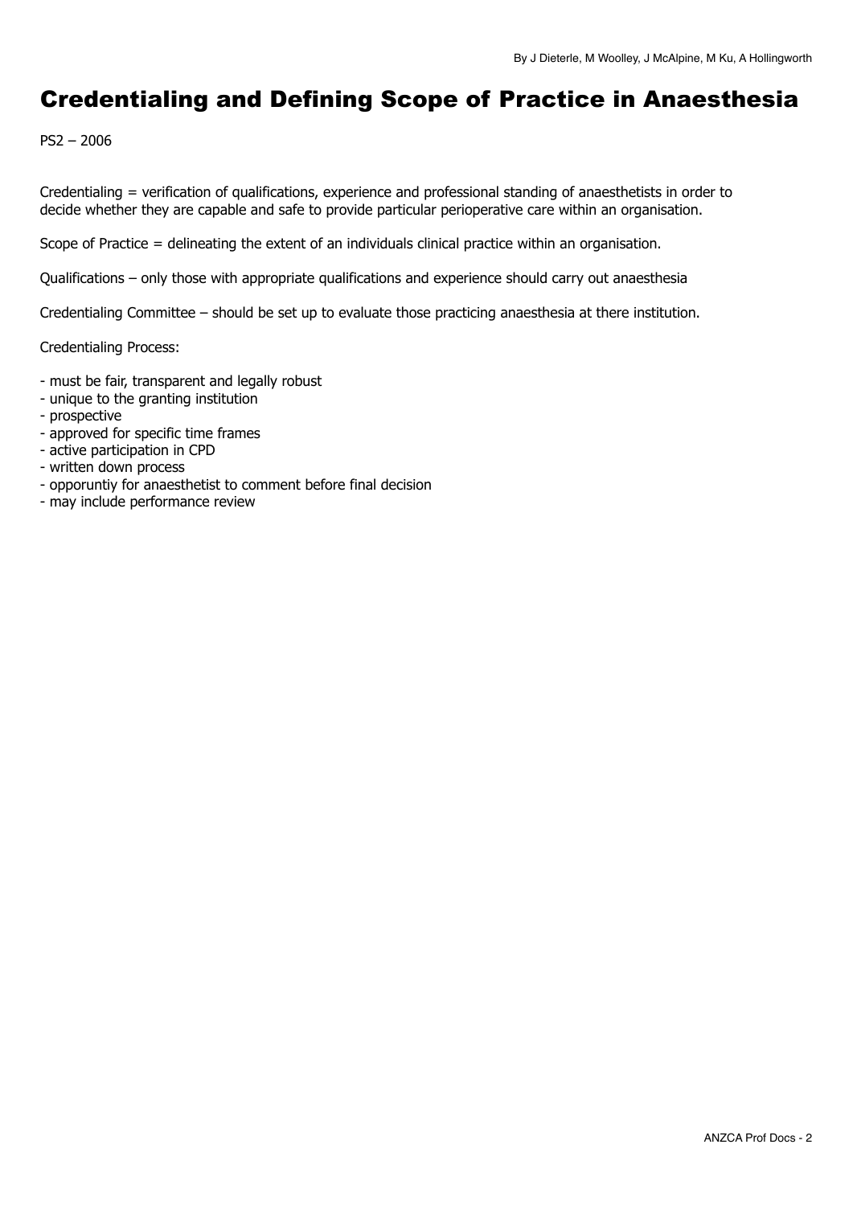# Credentialing and Defining Scope of Practice in Anaesthesia

PS2 – 2006

Credentialing = verification of qualifications, experience and professional standing of anaesthetists in order to decide whether they are capable and safe to provide particular perioperative care within an organisation.

Scope of Practice = delineating the extent of an individuals clinical practice within an organisation.

Qualifications – only those with appropriate qualifications and experience should carry out anaesthesia

Credentialing Committee – should be set up to evaluate those practicing anaesthesia at there institution.

Credentialing Process:

- must be fair, transparent and legally robust
- unique to the granting institution
- prospective
- approved for specific time frames
- active participation in CPD
- written down process
- opporuntiy for anaesthetist to comment before final decision
- may include performance review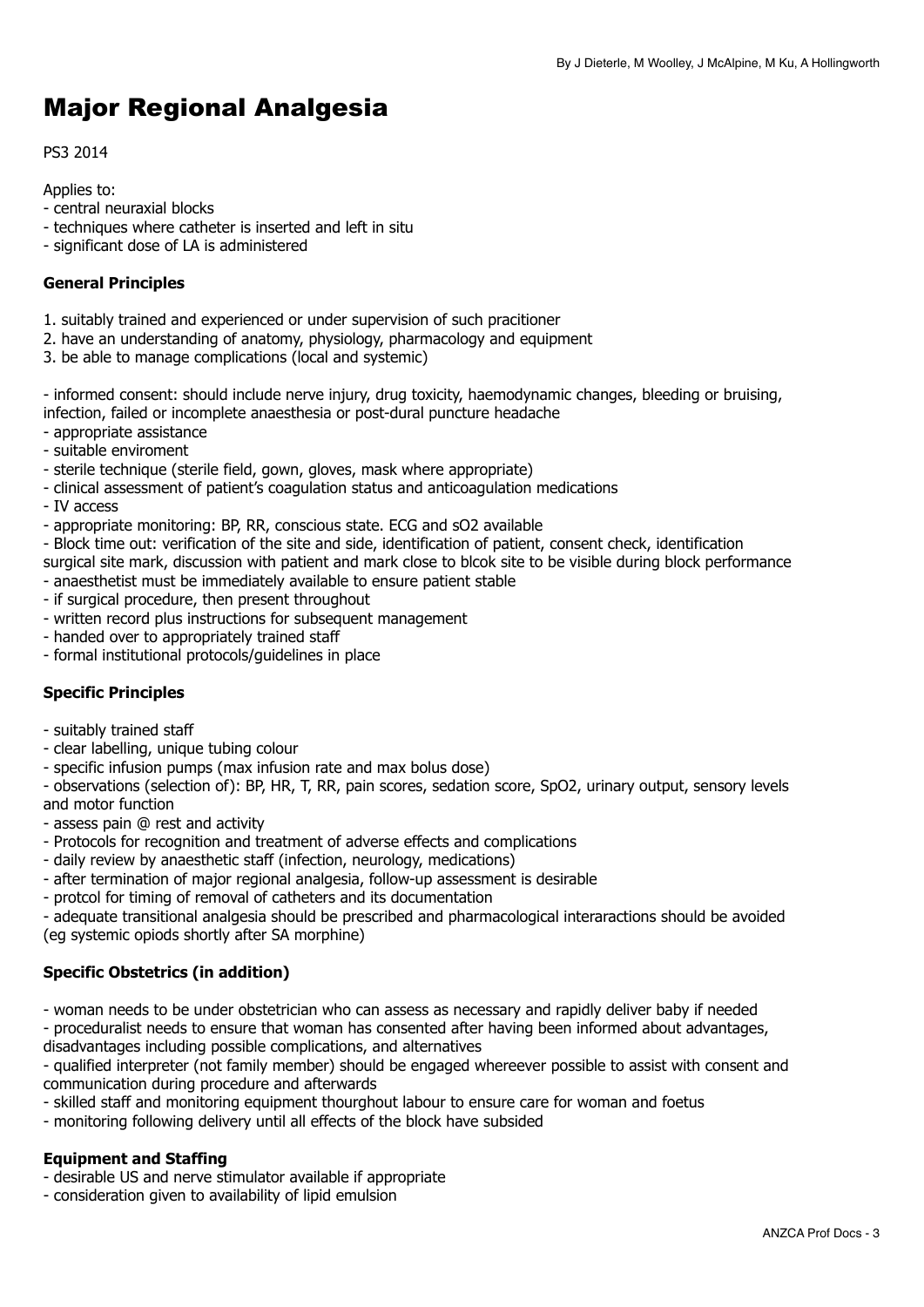# Major Regional Analgesia

PS3 2014

Applies to:
- central neuraxial blocks
- techniques where catheter is inserted and left in situ
- significant dose of LA is administered

**General Principles**

1. suitably trained and experienced or under supervision of such pracitioner
2. have an understanding of anatomy, physiology, pharmacology and equipment
3. be able to manage complications (local and systemic)

- informed consent: should include nerve injury, drug toxicity, haemodynamic changes, bleeding or bruising, infection, failed or incomplete anaesthesia or post-dural puncture headache
- appropriate assistance
- suitable enviroment
- sterile technique (sterile field, gown, gloves, mask where appropriate)
- clinical assessment of patient's coagulation status and anticoagulation medications
- IV access
- appropriate monitoring: BP, RR, conscious state. ECG and sO2 available
- Block time out: verification of the site and side, identification of patient, consent check, identification surgical site mark, discussion with patient and mark close to blcok site to be visible during block performance
- anaesthetist must be immediately available to ensure patient stable
- if surgical procedure, then present throughout
- written record plus instructions for subsequent management
- handed over to appropriately trained staff
- formal institutional protocols/guidelines in place

**Specific Principles**

- suitably trained staff
- clear labelling, unique tubing colour
- specific infusion pumps (max infusion rate and max bolus dose)
- observations (selection of): BP, HR, T, RR, pain scores, sedation score, SpO2, urinary output, sensory levels and motor function
- assess pain @ rest and activity
- Protocols for recognition and treatment of adverse effects and complications
- daily review by anaesthetic staff (infection, neurology, medications)
- after termination of major regional analgesia, follow-up assessment is desirable
- protcol for timing of removal of catheters and its documentation
- adequate transitional analgesia should be prescribed and pharmacological interaractions should be avoided (eg systemic opiods shortly after SA morphine)

**Specific Obstetrics (in addition)**

- woman needs to be under obstetrician who can assess as necessary and rapidly deliver baby if needed
- proceduralist needs to ensure that woman has consented after having been informed about advantages, disadvantages including possible complications, and alternatives
- qualified interpreter (not family member) should be engaged whereever possible to assist with consent and communication during procedure and afterwards
- skilled staff and monitoring equipment thourghout labour to ensure care for woman and foetus
- monitoring following delivery until all effects of the block have subsided

**Equipment and Staffing**
- desirable US and nerve stimulator available if appropriate
- consideration given to availability of lipid emulsion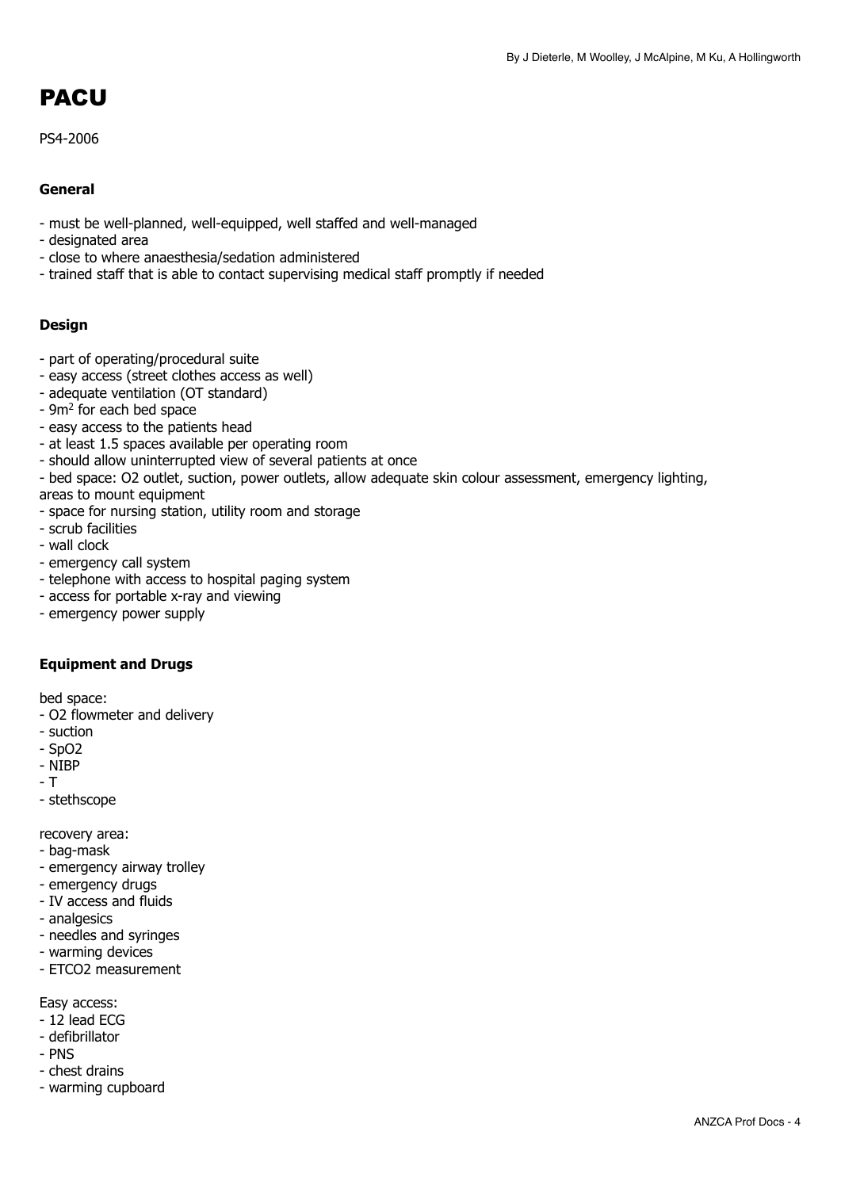# PACU

PS4-2006

### General

- must be well-planned, well-equipped, well staffed and well-managed
- designated area
- close to where anaesthesia/sedation administered
- trained staff that is able to contact supervising medical staff promptly if needed

### Design

- part of operating/procedural suite
- easy access (street clothes access as well)
- adequate ventilation (OT standard)
- $9m^2$ for each bed space
- easy access to the patients head
- at least 1.5 spaces available per operating room
- should allow uninterrupted view of several patients at once
- bed space: O2 outlet, suction, power outlets, allow adequate skin colour assessment, emergency lighting, areas to mount equipment
- space for nursing station, utility room and storage
- scrub facilities
- wall clock
- emergency call system
- telephone with access to hospital paging system
- access for portable x-ray and viewing
- emergency power supply

### Equipment and Drugs

bed space:
- O2 flowmeter and delivery
- suction
- SpO2
- NIBP
- T
- stethscope

recovery area:
- bag-mask
- emergency airway trolley
- emergency drugs
- IV access and fluids
- analgesics
- needles and syringes
- warming devices
- ETCO2 measurement

Easy access:
- 12 lead ECG
- defibrillator
- PNS
- chest drains
- warming cupboard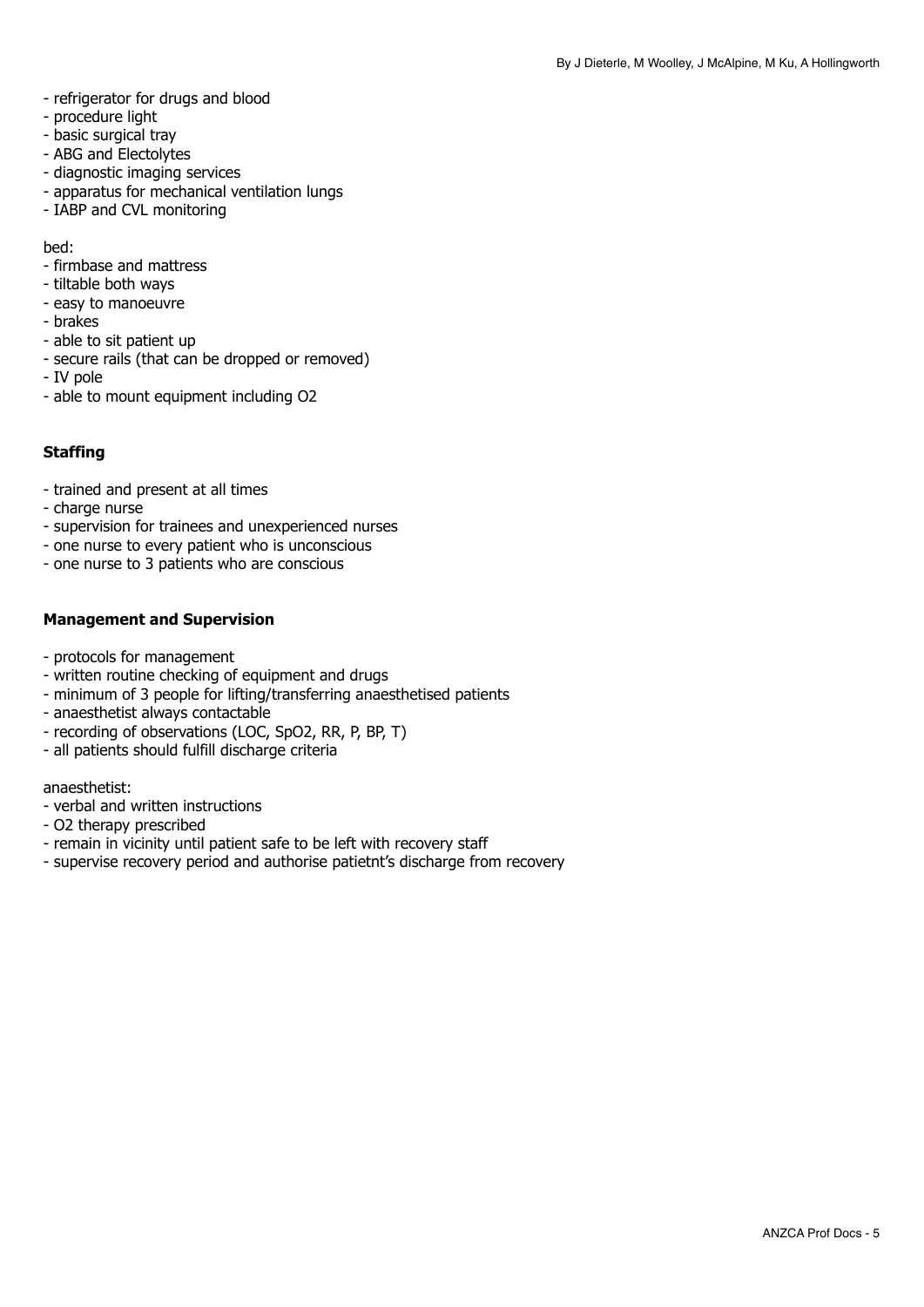- refrigerator for drugs and blood
- procedure light
- basic surgical tray
- ABG and Electolytes
- diagnostic imaging services
- apparatus for mechanical ventilation lungs
- IABP and CVL monitoring

bed:
- firmbase and mattress
- tiltable both ways
- easy to manoeuvre
- brakes
- able to sit patient up
- secure rails (that can be dropped or removed)
- IV pole
- able to mount equipment including O2

**Staffing**

- trained and present at all times
- charge nurse
- supervision for trainees and unexperienced nurses
- one nurse to every patient who is unconscious
- one nurse to 3 patients who are conscious

**Management and Supervision**

- protocols for management
- written routine checking of equipment and drugs
- minimum of 3 people for lifting/transferring anaesthetised patients
- anaesthetist always contactable
- recording of observations (LOC, SpO2, RR, P, BP, T)
- all patients should fulfill discharge criteria

anaesthetist:
- verbal and written instructions
- O2 therapy prescribed
- remain in vicinity until patient safe to be left with recovery staff
- supervise recovery period and authorise patietnt's discharge from recovery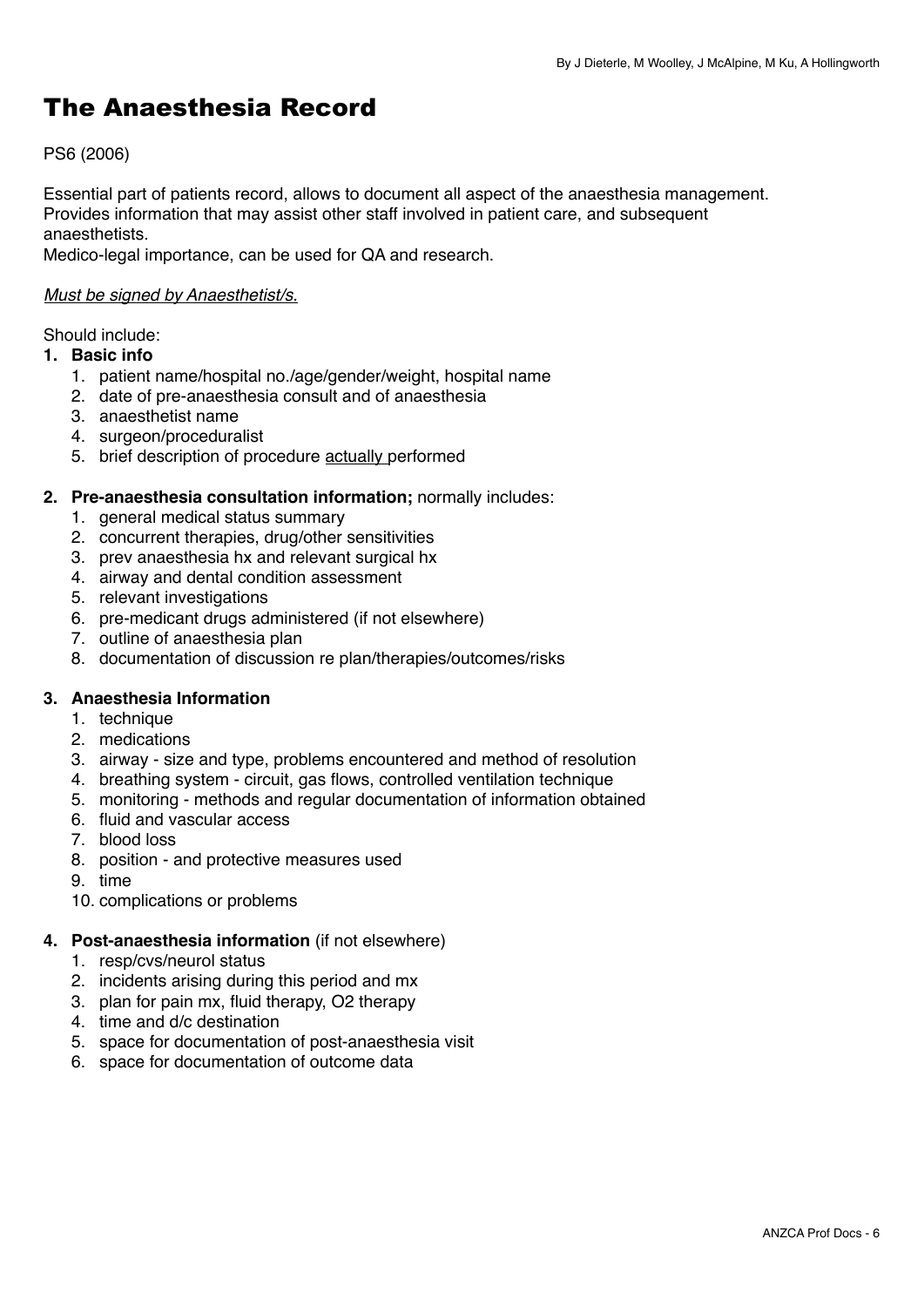# The Anaesthesia Record

PS6 (2006)

Essential part of patients record, allows to document all aspect of the anaesthesia management. Provides information that may assist other staff involved in patient care, and subsequent anaesthetists.
Medico-legal importance, can be used for QA and research.

*Must be signed by Anaesthetist/s.*

Should include:

1. **Basic info**
    1. patient name/hospital no./age/gender/weight, hospital name
    2. date of pre-anaesthesia consult and of anaesthesia
    3. anaesthetist name
    4. surgeon/proceduralist
    5. brief description of procedure actually performed

2. **Pre-anaesthesia consultation information;** normally includes:
    1. general medical status summary
    2. concurrent therapies, drug/other sensitivities
    3. prev anaesthesia hx and relevant surgical hx
    4. airway and dental condition assessment
    5. relevant investigations
    6. pre-medicant drugs administered (if not elsewhere)
    7. outline of anaesthesia plan
    8. documentation of discussion re plan/therapies/outcomes/risks

3. **Anaesthesia Information**
    1. technique
    2. medications
    3. airway - size and type, problems encountered and method of resolution
    4. breathing system - circuit, gas flows, controlled ventilation technique
    5. monitoring - methods and regular documentation of information obtained
    6. fluid and vascular access
    7. blood loss
    8. position - and protective measures used
    9. time
    10. complications or problems

4. **Post-anaesthesia information** (if not elsewhere)
    1. resp/cvs/neurol status
    2. incidents arising during this period and mx
    3. plan for pain mx, fluid therapy, O2 therapy
    4. time and d/c destination
    5. space for documentation of post-anaesthesia visit
    6. space for documentation of outcome data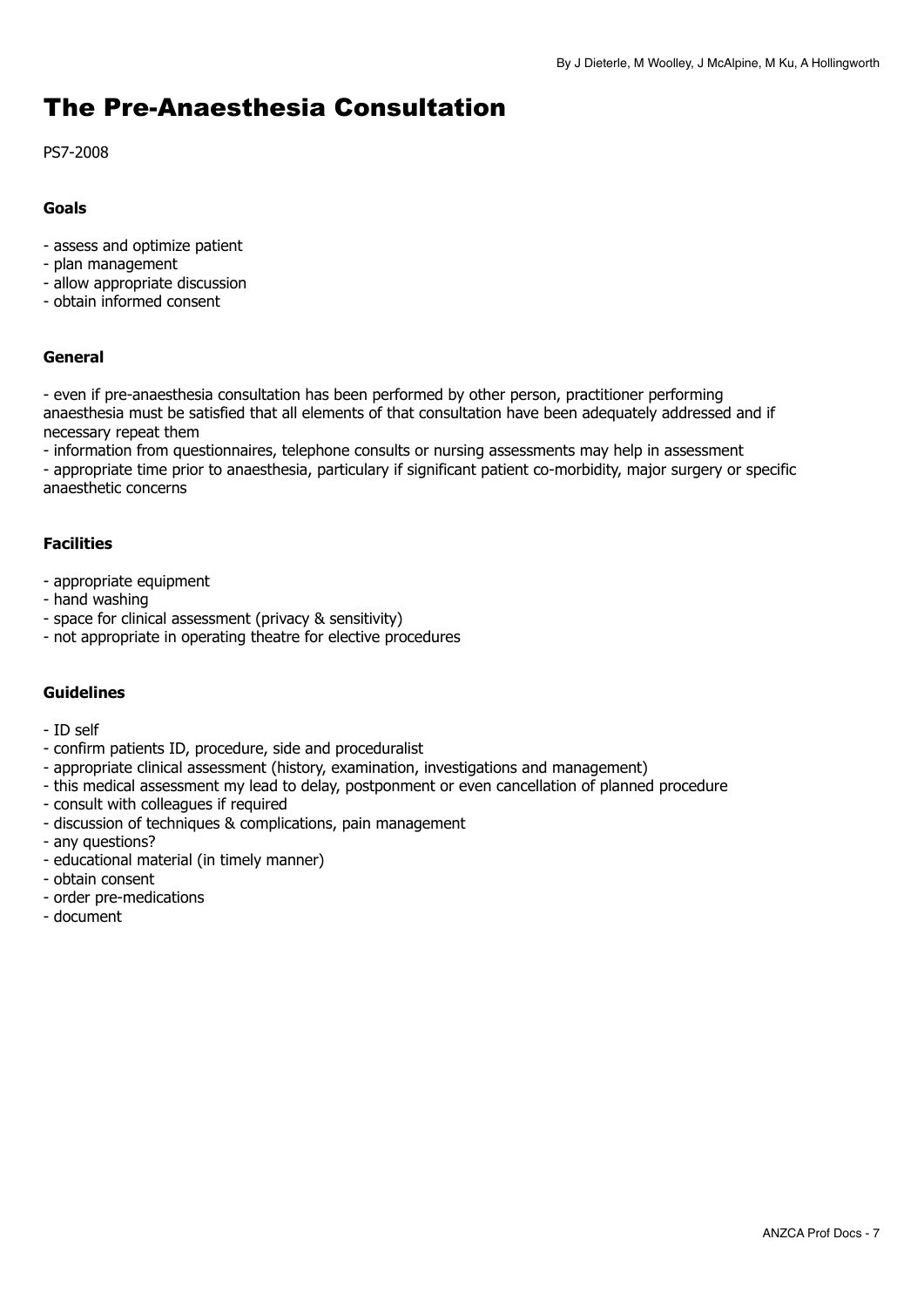# The Pre-Anaesthesia Consultation

PS7-2008

### Goals

- assess and optimize patient
- plan management
- allow appropriate discussion
- obtain informed consent

### General

- even if pre-anaesthesia consultation has been performed by other person, practitioner performing anaesthesia must be satisfied that all elements of that consultation have been adequately addressed and if necessary repeat them
- information from questionnaires, telephone consults or nursing assessments may help in assessment
- appropriate time prior to anaesthesia, particulary if significant patient co-morbidity, major surgery or specific anaesthetic concerns

### Facilities

- appropriate equipment
- hand washing
- space for clinical assessment (privacy & sensitivity)
- not appropriate in operating theatre for elective procedures

### Guidelines

- ID self
- confirm patients ID, procedure, side and proceduralist
- appropriate clinical assessment (history, examination, investigations and management)
- this medical assessment my lead to delay, postponment or even cancellation of planned procedure
- consult with colleagues if required
- discussion of techniques & complications, pain management
- any questions?
- educational material (in timely manner)
- obtain consent
- order pre-medications
- document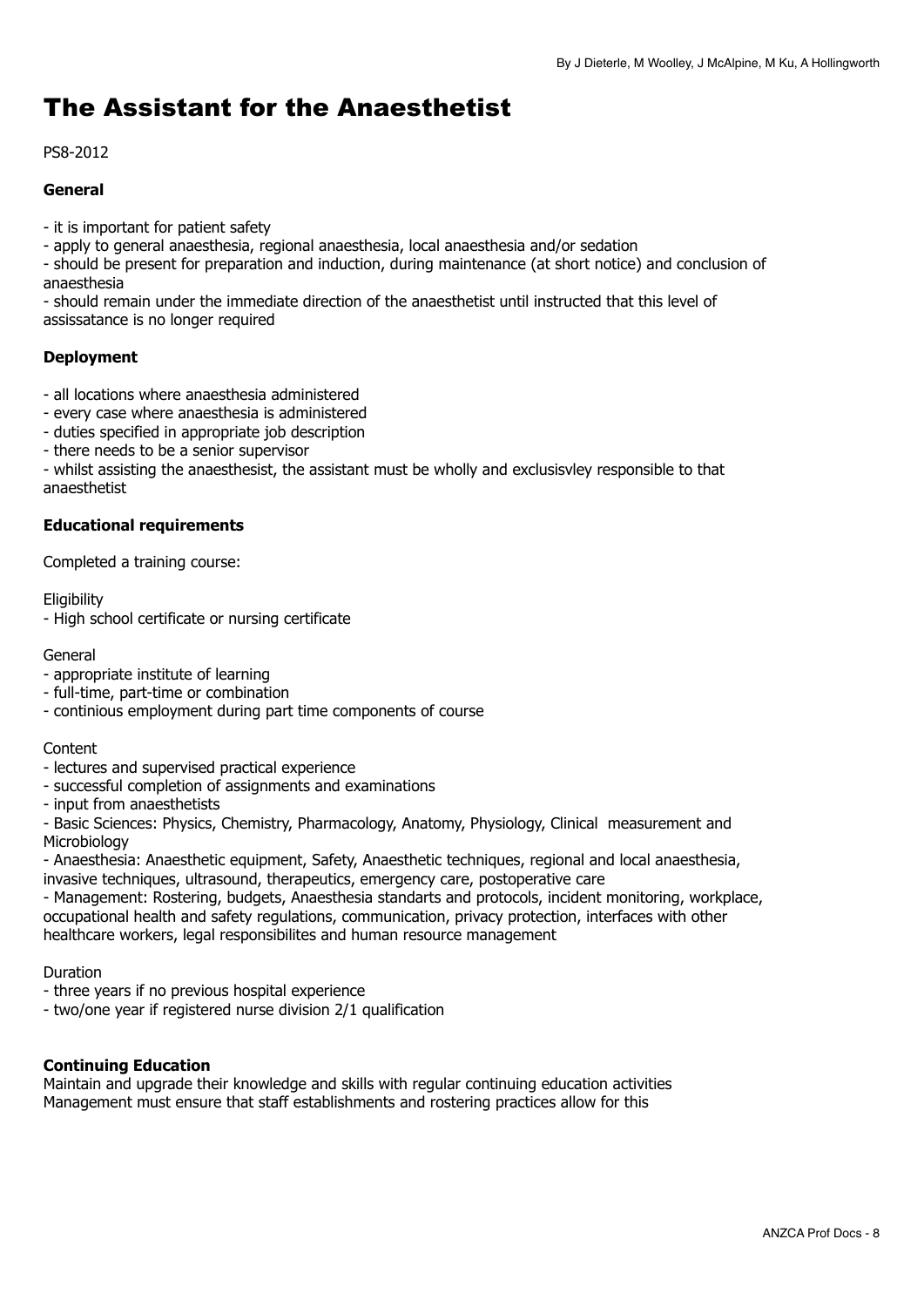# The Assistant for the Anaesthetist

PS8-2012

**General**

- it is important for patient safety
- apply to general anaesthesia, regional anaesthesia, local anaesthesia and/or sedation
- should be present for preparation and induction, during maintenance (at short notice) and conclusion of anaesthesia
- should remain under the immediate direction of the anaesthetist until instructed that this level of assissatance is no longer required

**Deployment**

- all locations where anaesthesia administered
- every case where anaesthesia is administered
- duties specified in appropriate job description
- there needs to be a senior supervisor
- whilst assisting the anaesthesist, the assistant must be wholly and exclusisvley responsible to that anaesthetist

**Educational requirements**

Completed a training course:

Eligibility
- High school certificate or nursing certificate

General
- appropriate institute of learning
- full-time, part-time or combination
- continious employment during part time components of course

Content
- lectures and supervised practical experience
- successful completion of assignments and examinations
- input from anaesthetists
- Basic Sciences: Physics, Chemistry, Pharmacology, Anatomy, Physiology, Clinical measurement and Microbiology
- Anaesthesia: Anaesthetic equipment, Safety, Anaesthetic techniques, regional and local anaesthesia, invasive techniques, ultrasound, therapeutics, emergency care, postoperative care
- Management: Rostering, budgets, Anaesthesia standarts and protocols, incident monitoring, workplace, occupational health and safety regulations, communication, privacy protection, interfaces with other healthcare workers, legal responsibilites and human resource management

Duration
- three years if no previous hospital experience
- two/one year if registered nurse division 2/1 qualification

**Continuing Education**

Maintain and upgrade their knowledge and skills with regular continuing education activities
Management must ensure that staff establishments and rostering practices allow for this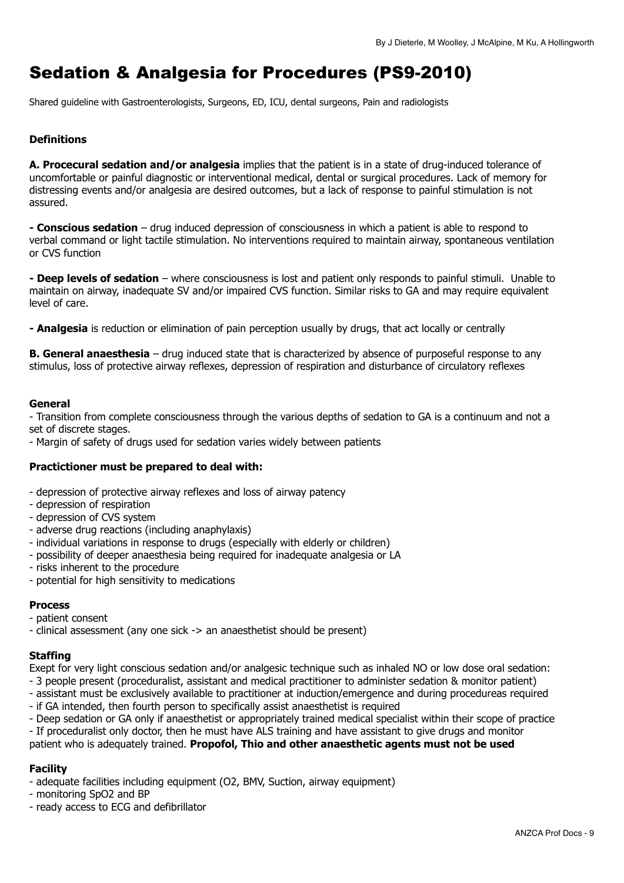# Sedation & Analgesia for Procedures (PS9-2010)

Shared guideline with Gastroenterologists, Surgeons, ED, ICU, dental surgeons, Pain and radiologists

**Definitions**

**A. Procecural sedation and/or analgesia** implies that the patient is in a state of drug-induced tolerance of uncomfortable or painful diagnostic or interventional medical, dental or surgical procedures. Lack of memory for distressing events and/or analgesia are desired outcomes, but a lack of response to painful stimulation is not assured.

**- Conscious sedation** – drug induced depression of consciousness in which a patient is able to respond to verbal command or light tactile stimulation. No interventions required to maintain airway, spontaneous ventilation or CVS function

**- Deep levels of sedation** – where consciousness is lost and patient only responds to painful stimuli. Unable to maintain on airway, inadequate SV and/or impaired CVS function. Similar risks to GA and may require equivalent level of care.

**- Analgesia** is reduction or elimination of pain perception usually by drugs, that act locally or centrally

**B. General anaesthesia** – drug induced state that is characterized by absence of purposeful response to any stimulus, loss of protective airway reflexes, depression of respiration and disturbance of circulatory reflexes

**General**

- Transition from complete consciousness through the various depths of sedation to GA is a continuum and not a set of discrete stages.
- Margin of safety of drugs used for sedation varies widely between patients

**Practictioner must be prepared to deal with:**

- depression of protective airway reflexes and loss of airway patency
- depression of respiration
- depression of CVS system
- adverse drug reactions (including anaphylaxis)
- individual variations in response to drugs (especially with elderly or children)
- possibility of deeper anaesthesia being required for inadequate analgesia or LA
- risks inherent to the procedure
- potential for high sensitivity to medications

**Process**

- patient consent
- clinical assessment (any one sick -> an anaesthetist should be present)

**Staffing**

Exept for very light conscious sedation and/or analgesic technique such as inhaled NO or low dose oral sedation:

- 3 people present (proceduralist, assistant and medical practitioner to administer sedation & monitor patient)
- assistant must be exclusively available to practitioner at induction/emergence and during procedureas required
- if GA intended, then fourth person to specifically assist anaesthetist is required
- Deep sedation or GA only if anaesthetist or appropriately trained medical specialist within their scope of practice
- If proceduralist only doctor, then he must have ALS training and have assistant to give drugs and monitor patient who is adequately trained. **Propofol, Thio and other anaesthetic agents must not be used**

**Facility**

- adequate facilities including equipment (O2, BMV, Suction, airway equipment)
- monitoring SpO2 and BP
- ready access to ECG and defibrillator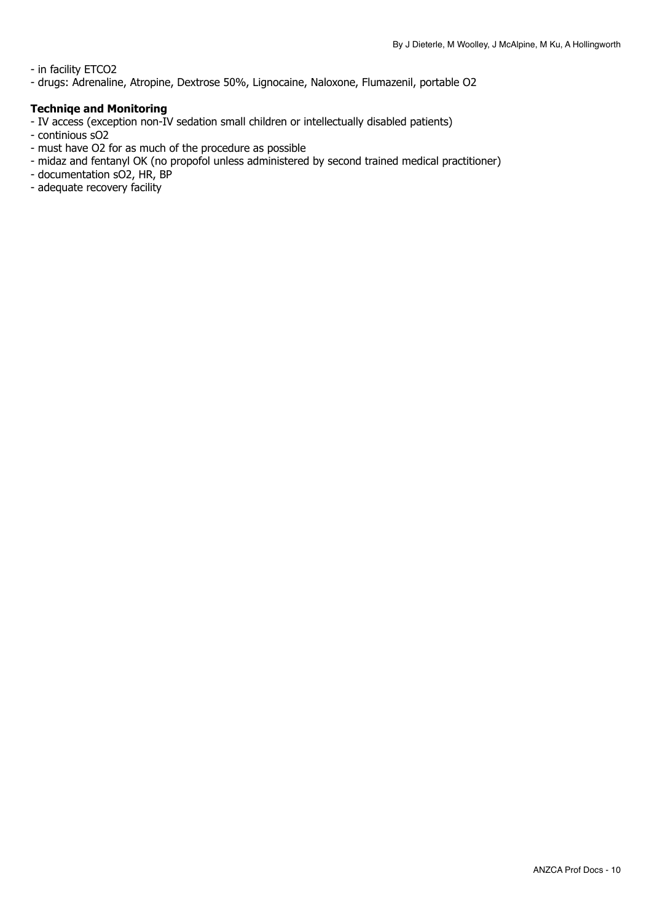- in facility ETCO2
- drugs: Adrenaline, Atropine, Dextrose 50%, Lignocaine, Naloxone, Flumazenil, portable O2

**Techniqe and Monitoring**

- IV access (exception non-IV sedation small children or intellectually disabled patients)
- continious sO2
- must have O2 for as much of the procedure as possible
- midaz and fentanyl OK (no propofol unless administered by second trained medical practitioner)
- documentation sO2, HR, BP
- adequate recovery facility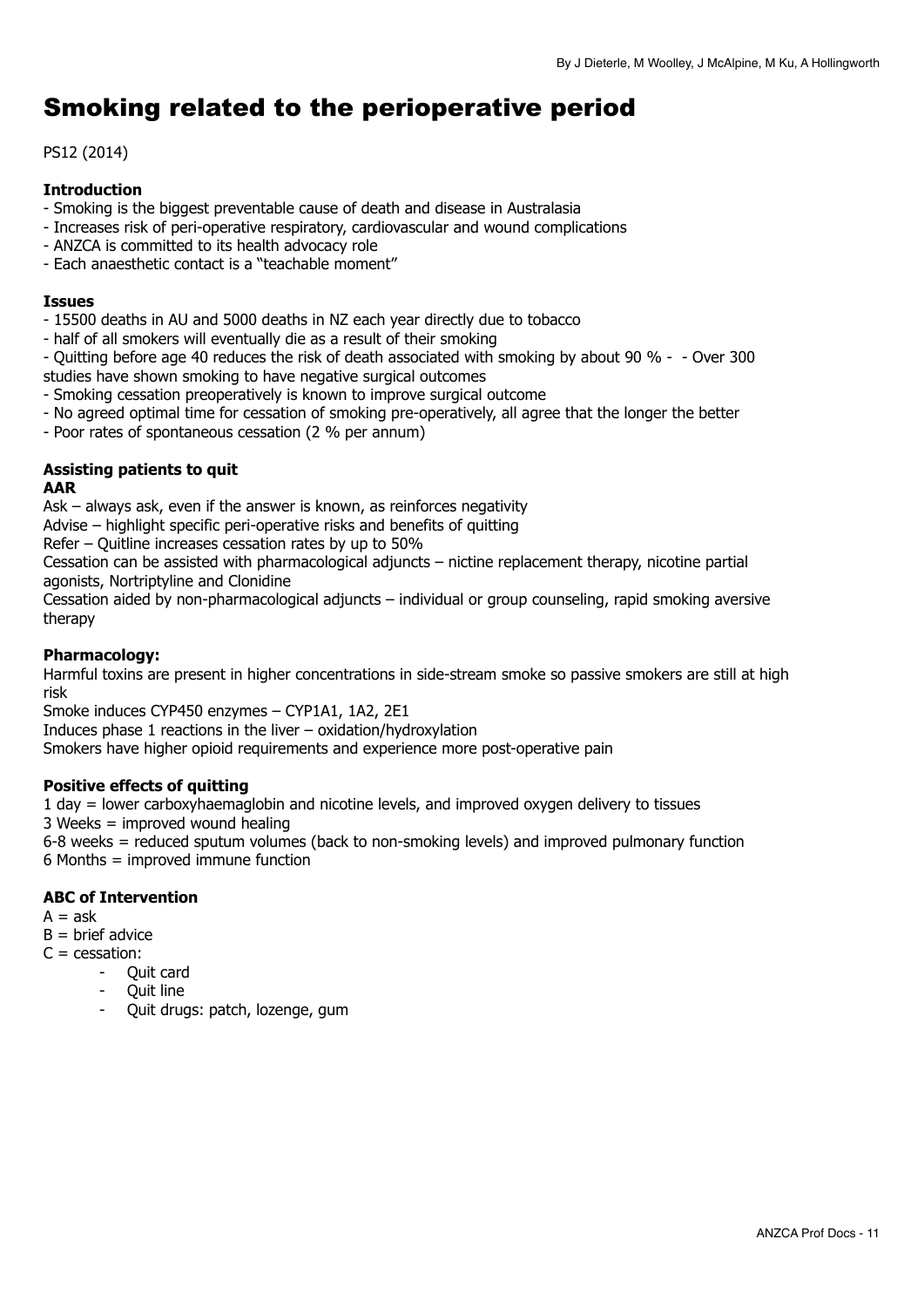# Smoking related to the perioperative period

PS12 (2014)

**Introduction**

- Smoking is the biggest preventable cause of death and disease in Australasia
- Increases risk of peri-operative respiratory, cardiovascular and wound complications
- ANZCA is committed to its health advocacy role
- Each anaesthetic contact is a "teachable moment"

**Issues**

- 15500 deaths in AU and 5000 deaths in NZ each year directly due to tobacco
- half of all smokers will eventually die as a result of their smoking
- Quitting before age 40 reduces the risk of death associated with smoking by about 90 % - - Over 300 studies have shown smoking to have negative surgical outcomes
- Smoking cessation preoperatively is known to improve surgical outcome
- No agreed optimal time for cessation of smoking pre-operatively, all agree that the longer the better
- Poor rates of spontaneous cessation (2 % per annum)

**Assisting patients to quit**

**AAR**

Ask – always ask, even if the answer is known, as reinforces negativity

Advise – highlight specific peri-operative risks and benefits of quitting

Refer – Quitline increases cessation rates by up to 50%

Cessation can be assisted with pharmacological adjuncts – nictine replacement therapy, nicotine partial agonists, Nortriptyline and Clonidine

Cessation aided by non-pharmacological adjuncts – individual or group counseling, rapid smoking aversive therapy

**Pharmacology:**

Harmful toxins are present in higher concentrations in side-stream smoke so passive smokers are still at high risk

Smoke induces CYP450 enzymes – CYP1A1, 1A2, 2E1

Induces phase 1 reactions in the liver – oxidation/hydroxylation

Smokers have higher opioid requirements and experience more post-operative pain

**Positive effects of quitting**

1 day = lower carboxyhaemaglobin and nicotine levels, and improved oxygen delivery to tissues

3 Weeks = improved wound healing

6-8 weeks = reduced sputum volumes (back to non-smoking levels) and improved pulmonary function

6 Months = improved immune function

**ABC of Intervention**

A = ask

B = brief advice

C = cessation:

- Quit card
- Quit line
- Quit drugs: patch, lozenge, gum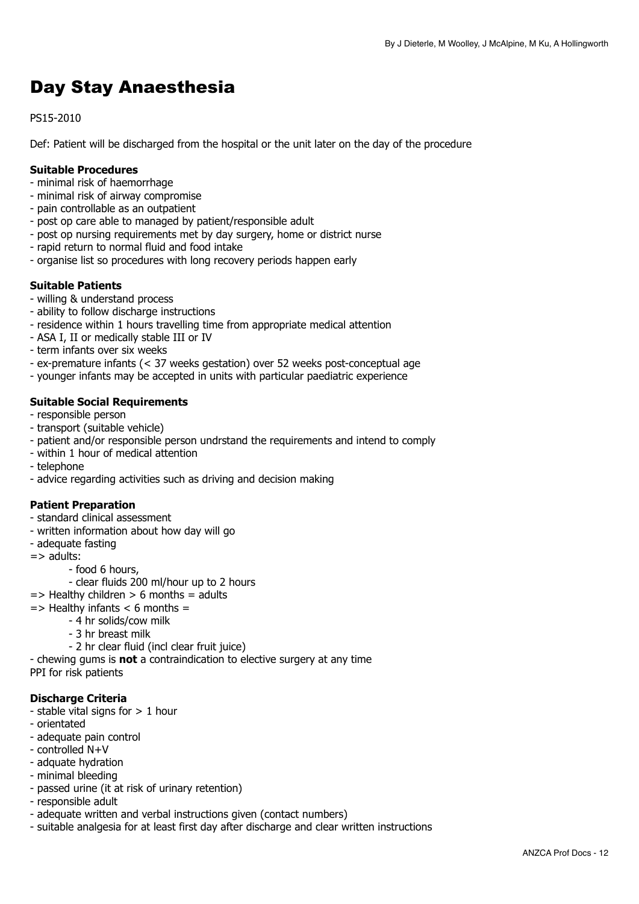By J Dieterle, M Woolley, J McAlpine, M Ku, A Hollingworth

# Day Stay Anaesthesia

PS15-2010

Def: Patient will be discharged from the hospital or the unit later on the day of the procedure

**Suitable Procedures**
- minimal risk of haemorrhage
- minimal risk of airway compromise
- pain controllable as an outpatient
- post op care able to managed by patient/responsible adult
- post op nursing requirements met by day surgery, home or district nurse
- rapid return to normal fluid and food intake
- organise list so procedures with long recovery periods happen early

**Suitable Patients**
- willing & understand process
- ability to follow discharge instructions
- residence within 1 hours travelling time from appropriate medical attention
- ASA I, II or medically stable III or IV
- term infants over six weeks
- ex-premature infants (< 37 weeks gestation) over 52 weeks post-conceptual age
- younger infants may be accepted in units with particular paediatric experience

**Suitable Social Requirements**
- responsible person
- transport (suitable vehicle)
- patient and/or responsible person undrstand the requirements and intend to comply
- within 1 hour of medical attention
- telephone
- advice regarding activities such as driving and decision making

**Patient Preparation**
- standard clinical assessment
- written information about how day will go
- adequate fasting

=> adults:
  - food 6 hours,
  - clear fluids 200 ml/hour up to 2 hours

=> Healthy children > 6 months = adults

=> Healthy infants < 6 months =
  - 4 hr solids/cow milk
  - 3 hr breast milk
  - 2 hr clear fluid (incl clear fruit juice)

- chewing gums is **not** a contraindication to elective surgery at any time

PPI for risk patients

**Discharge Criteria**
- stable vital signs for > 1 hour
- orientated
- adequate pain control
- controlled N+V
- adquate hydration
- minimal bleeding
- passed urine (it at risk of urinary retention)
- responsible adult
- adequate written and verbal instructions given (contact numbers)
- suitable analgesia for at least first day after discharge and clear written instructions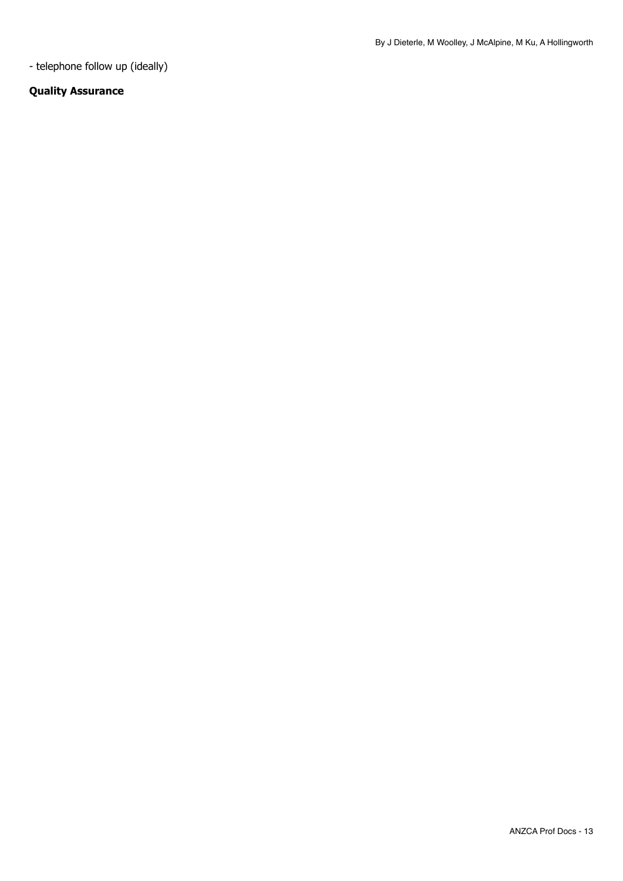- telephone follow up (ideally)

**Quality Assurance**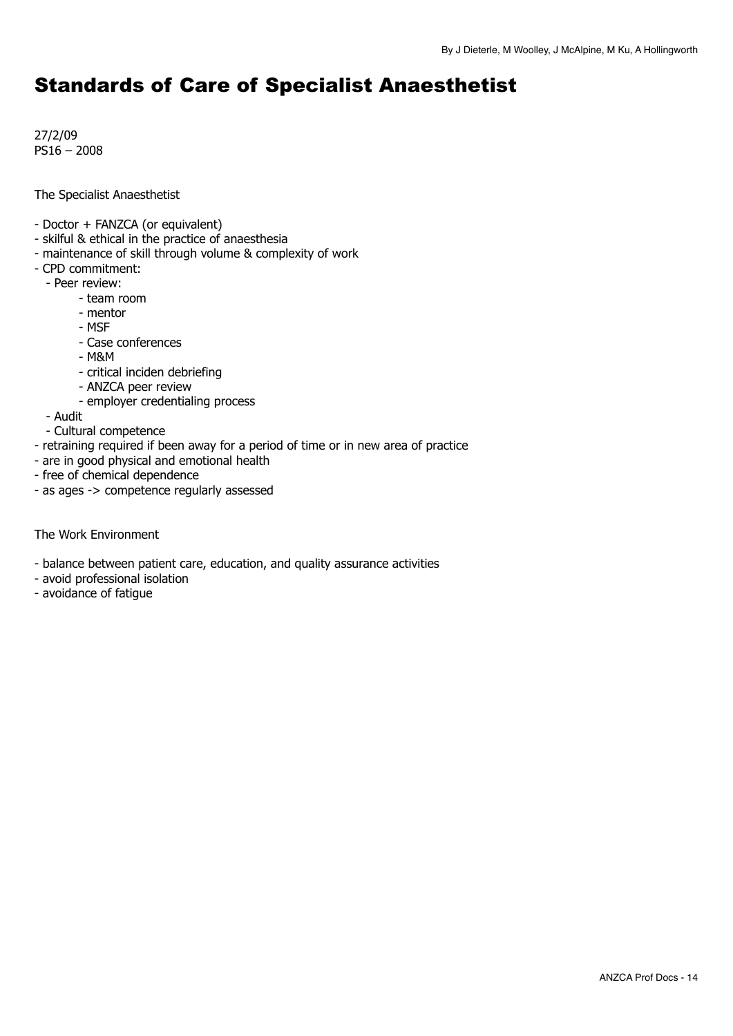# Standards of Care of Specialist Anaesthetist

27/2/09
PS16 – 2008

The Specialist Anaesthetist

- Doctor + FANZCA (or equivalent)
- skilful & ethical in the practice of anaesthesia
- maintenance of skill through volume & complexity of work
- CPD commitment:
  - Peer review:
    - team room
    - mentor
    - MSF
    - Case conferences
    - M&M
    - critical inciden debriefing
    - ANZCA peer review
    - employer credentialing process
  - Audit
  - Cultural competence
- retraining required if been away for a period of time or in new area of practice
- are in good physical and emotional health
- free of chemical dependence
- as ages -> competence regularly assessed

The Work Environment

- balance between patient care, education, and quality assurance activities
- avoid professional isolation
- avoidance of fatigue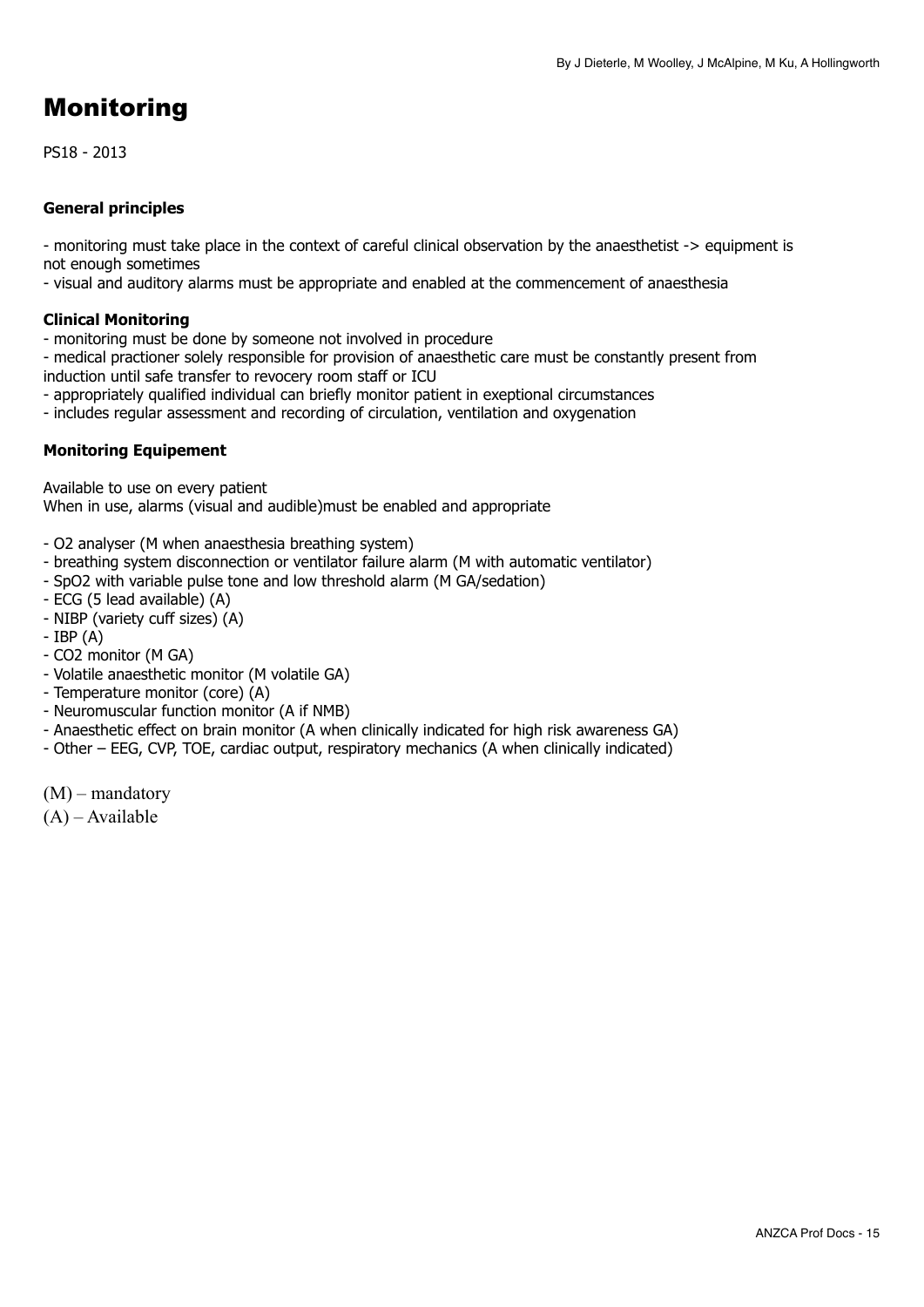# Monitoring

PS18 - 2013

**General principles**

- monitoring must take place in the context of careful clinical observation by the anaesthetist -> equipment is not enough sometimes
- visual and auditory alarms must be appropriate and enabled at the commencement of anaesthesia

**Clinical Monitoring**

- monitoring must be done by someone not involved in procedure
- medical practioner solely responsible for provision of anaesthetic care must be constantly present from induction until safe transfer to revocery room staff or ICU
- appropriately qualified individual can briefly monitor patient in exeptional circumstances
- includes regular assessment and recording of circulation, ventilation and oxygenation

**Monitoring Equipement**

Available to use on every patient
When in use, alarms (visual and audible)must be enabled and appropriate

- O2 analyser (M when anaesthesia breathing system)
- breathing system disconnection or ventilator failure alarm (M with automatic ventilator)
- SpO2 with variable pulse tone and low threshold alarm (M GA/sedation)
- ECG (5 lead available) (A)
- NIBP (variety cuff sizes) (A)
- IBP (A)
- CO2 monitor (M GA)
- Volatile anaesthetic monitor (M volatile GA)
- Temperature monitor (core) (A)
- Neuromuscular function monitor (A if NMB)
- Anaesthetic effect on brain monitor (A when clinically indicated for high risk awareness GA)
- Other – EEG, CVP, TOE, cardiac output, respiratory mechanics (A when clinically indicated)

(M) – mandatory
(A) – Available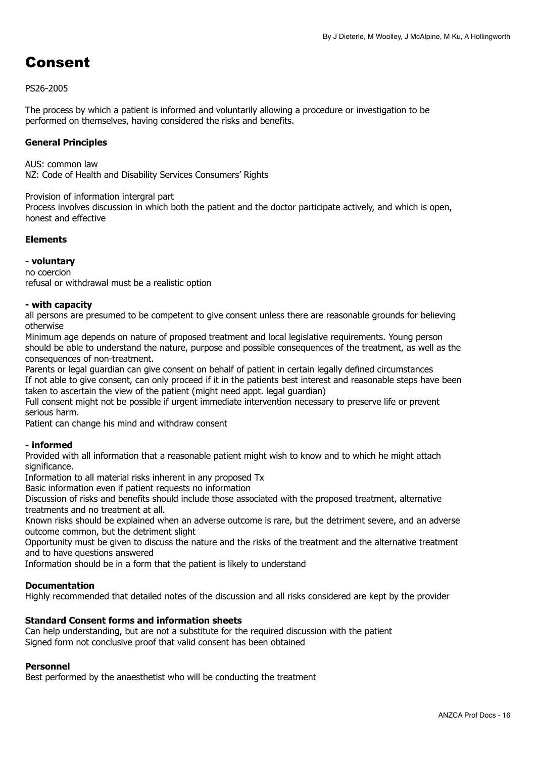# Consent

PS26-2005

The process by which a patient is informed and voluntarily allowing a procedure or investigation to be performed on themselves, having considered the risks and benefits.

**General Principles**

AUS: common law
NZ: Code of Health and Disability Services Consumers' Rights

Provision of information intergral part
Process involves discussion in which both the patient and the doctor participate actively, and which is open, honest and effective

**Elements**

**- voluntary**
no coercion
refusal or withdrawal must be a realistic option

**- with capacity**
all persons are presumed to be competent to give consent unless there are reasonable grounds for believing otherwise
Minimum age depends on nature of proposed treatment and local legislative requirements. Young person should be able to understand the nature, purpose and possible consequences of the treatment, as well as the consequences of non-treatment.
Parents or legal guardian can give consent on behalf of patient in certain legally defined circumstances
If not able to give consent, can only proceed if it in the patients best interest and reasonable steps have been taken to ascertain the view of the patient (might need appt. legal guardian)
Full consent might not be possible if urgent immediate intervention necessary to preserve life or prevent serious harm.
Patient can change his mind and withdraw consent

**- informed**
Provided with all information that a reasonable patient might wish to know and to which he might attach significance.
Information to all material risks inherent in any proposed Tx
Basic information even if patient requests no information
Discussion of risks and benefits should include those associated with the proposed treatment, alternative treatments and no treatment at all.
Known risks should be explained when an adverse outcome is rare, but the detriment severe, and an adverse outcome common, but the detriment slight
Opportunity must be given to discuss the nature and the risks of the treatment and the alternative treatment and to have questions answered
Information should be in a form that the patient is likely to understand

**Documentation**
Highly recommended that detailed notes of the discussion and all risks considered are kept by the provider

**Standard Consent forms and information sheets**
Can help understanding, but are not a substitute for the required discussion with the patient
Signed form not conclusive proof that valid consent has been obtained

**Personnel**
Best performed by the anaesthetist who will be conducting the treatment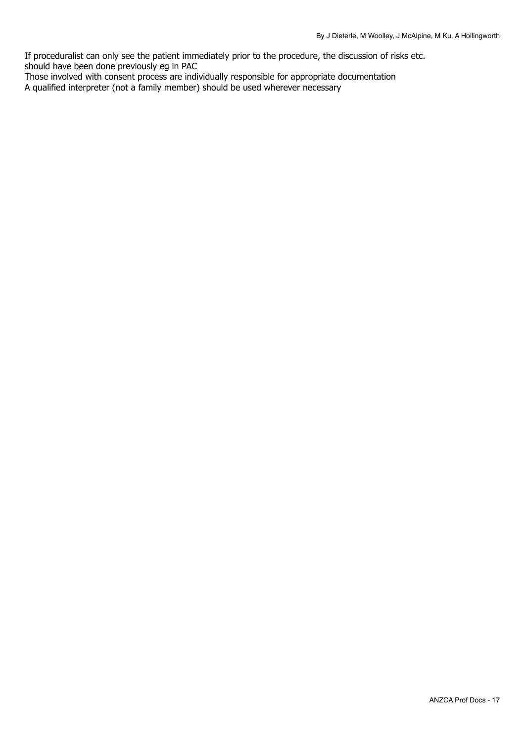If proceduralist can only see the patient immediately prior to the procedure, the discussion of risks etc. should have been done previously eg in PAC
Those involved with consent process are individually responsible for appropriate documentation
A qualified interpreter (not a family member) should be used wherever necessary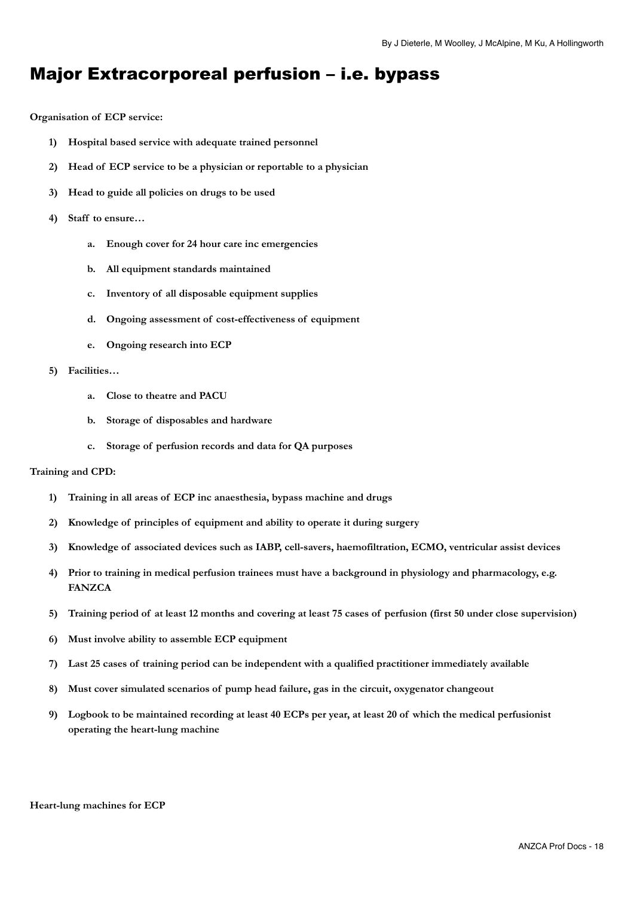# Major Extracorporeal perfusion – i.e. bypass

**Organisation of ECP service:**

1) **Hospital based service with adequate trained personnel**
2) **Head of ECP service to be a physician or reportable to a physician**
3) **Head to guide all policies on drugs to be used**
4) **Staff to ensure…**
    a. **Enough cover for 24 hour care inc emergencies**
    b. **All equipment standards maintained**
    c. **Inventory of all disposable equipment supplies**
    d. **Ongoing assessment of cost-effectiveness of equipment**
    e. **Ongoing research into ECP**
5) **Facilities…**
    a. **Close to theatre and PACU**
    b. **Storage of disposables and hardware**
    c. **Storage of perfusion records and data for QA purposes**

**Training and CPD:**

1) **Training in all areas of ECP inc anaesthesia, bypass machine and drugs**
2) **Knowledge of principles of equipment and ability to operate it during surgery**
3) **Knowledge of associated devices such as IABP, cell-savers, haemofiltration, ECMO, ventricular assist devices**
4) **Prior to training in medical perfusion trainees must have a background in physiology and pharmacology, e.g. FANZCA**
5) **Training period of at least 12 months and covering at least 75 cases of perfusion (first 50 under close supervision)**
6) **Must involve ability to assemble ECP equipment**
7) **Last 25 cases of training period can be independent with a qualified practitioner immediately available**
8) **Must cover simulated scenarios of pump head failure, gas in the circuit, oxygenator changeout**
9) **Logbook to be maintained recording at least 40 ECPs per year, at least 20 of which the medical perfusionist operating the heart-lung machine**

**Heart-lung machines for ECP**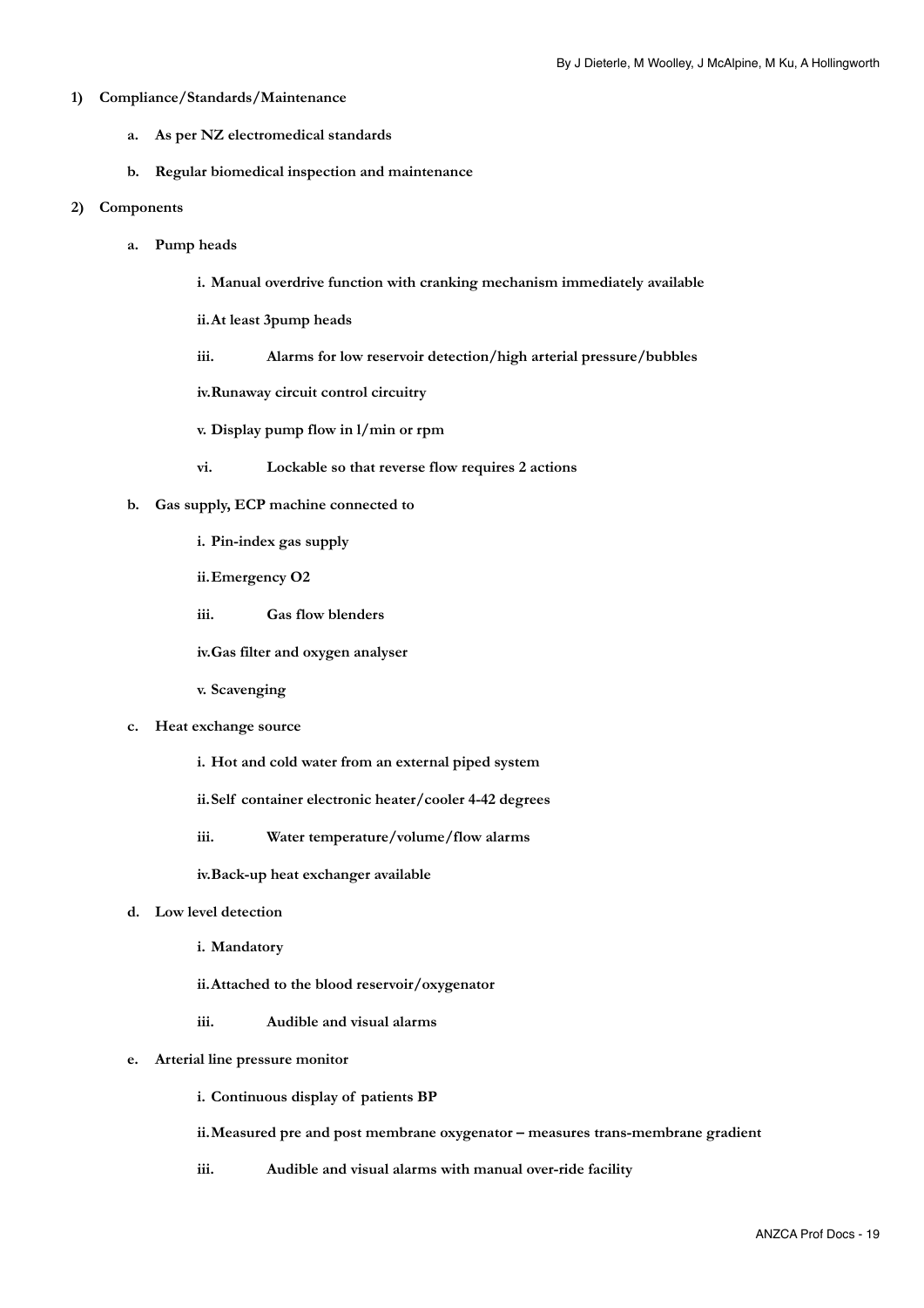1) **Compliance/Standards/Maintenance**

    a. **As per NZ electromedical standards**

    b. **Regular biomedical inspection and maintenance**

2) **Components**

    a. **Pump heads**

        i. **Manual overdrive function with cranking mechanism immediately available**

        ii. **At least 3pump heads**

        iii. **Alarms for low reservoir detection/high arterial pressure/bubbles**

        iv. **Runaway circuit control circuitry**

        v. **Display pump flow in l/min or rpm**

        vi. **Lockable so that reverse flow requires 2 actions**

    b. **Gas supply, ECP machine connected to**

        i. **Pin-index gas supply**

        ii. **Emergency O2**

        iii. **Gas flow blenders**

        iv. **Gas filter and oxygen analyser**

        v. **Scavenging**

    c. **Heat exchange source**

        i. **Hot and cold water from an external piped system**

        ii. **Self container electronic heater/cooler 4-42 degrees**

        iii. **Water temperature/volume/flow alarms**

        iv. **Back-up heat exchanger available**

    d. **Low level detection**

        i. **Mandatory**

        ii. **Attached to the blood reservoir/oxygenator**

        iii. **Audible and visual alarms**

    e. **Arterial line pressure monitor**

        i. **Continuous display of patients BP**

        ii. **Measured pre and post membrane oxygenator – measures trans-membrane gradient**

        iii. **Audible and visual alarms with manual over-ride facility**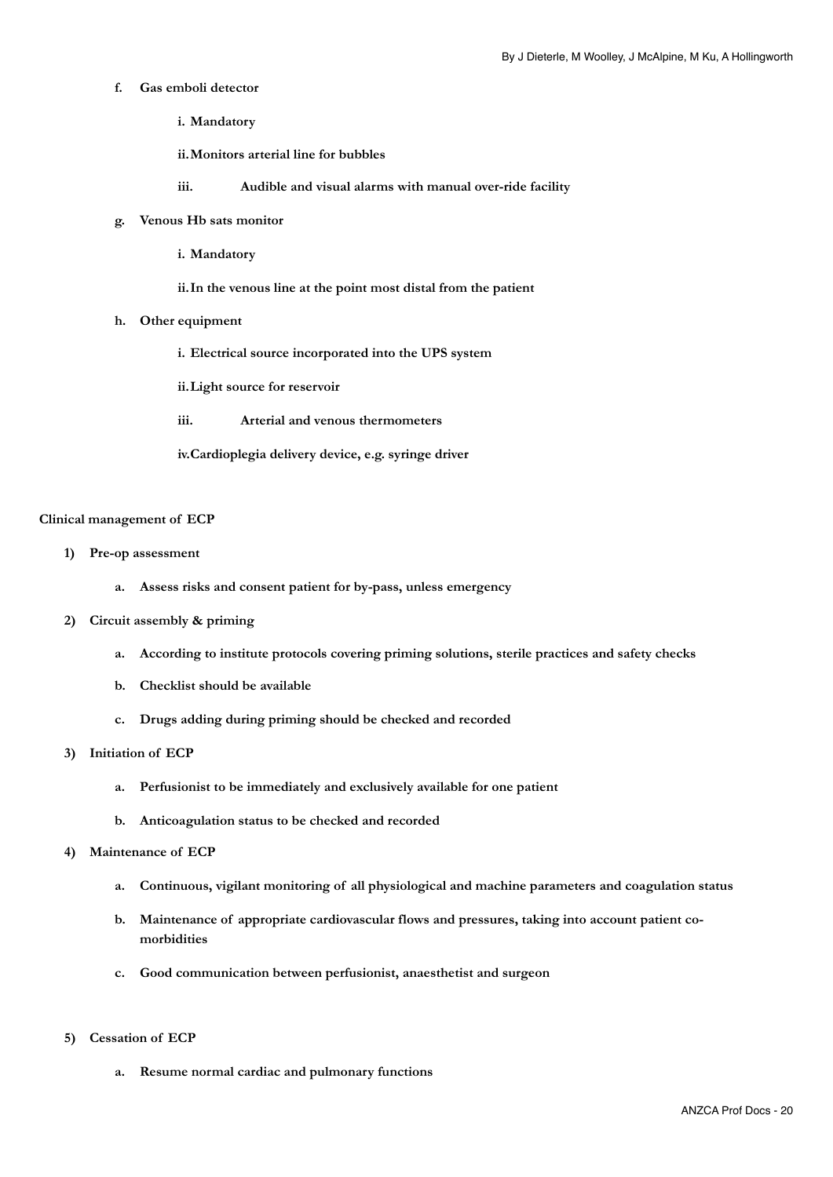f. **Gas emboli detector**

   i. **Mandatory**

   ii. **Monitors arterial line for bubbles**

   iii. **Audible and visual alarms with manual over-ride facility**

g. **Venous Hb sats monitor**

   i. **Mandatory**

   ii. **In the venous line at the point most distal from the patient**

h. **Other equipment**

   i. **Electrical source incorporated into the UPS system**

   ii. **Light source for reservoir**

   iii. **Arterial and venous thermometers**

   iv. **Cardioplegia delivery device, e.g. syringe driver**

**Clinical management of ECP**

1) **Pre-op assessment**

   a. **Assess risks and consent patient for by-pass, unless emergency**

2) **Circuit assembly & priming**

   a. **According to institute protocols covering priming solutions, sterile practices and safety checks**

   b. **Checklist should be available**

   c. **Drugs adding during priming should be checked and recorded**

3) **Initiation of ECP**

   a. **Perfusionist to be immediately and exclusively available for one patient**

   b. **Anticoagulation status to be checked and recorded**

4) **Maintenance of ECP**

   a. **Continuous, vigilant monitoring of all physiological and machine parameters and coagulation status**

   b. **Maintenance of appropriate cardiovascular flows and pressures, taking into account patient co-morbidities**

   c. **Good communication between perfusionist, anaesthetist and surgeon**

5) **Cessation of ECP**

   a. **Resume normal cardiac and pulmonary functions**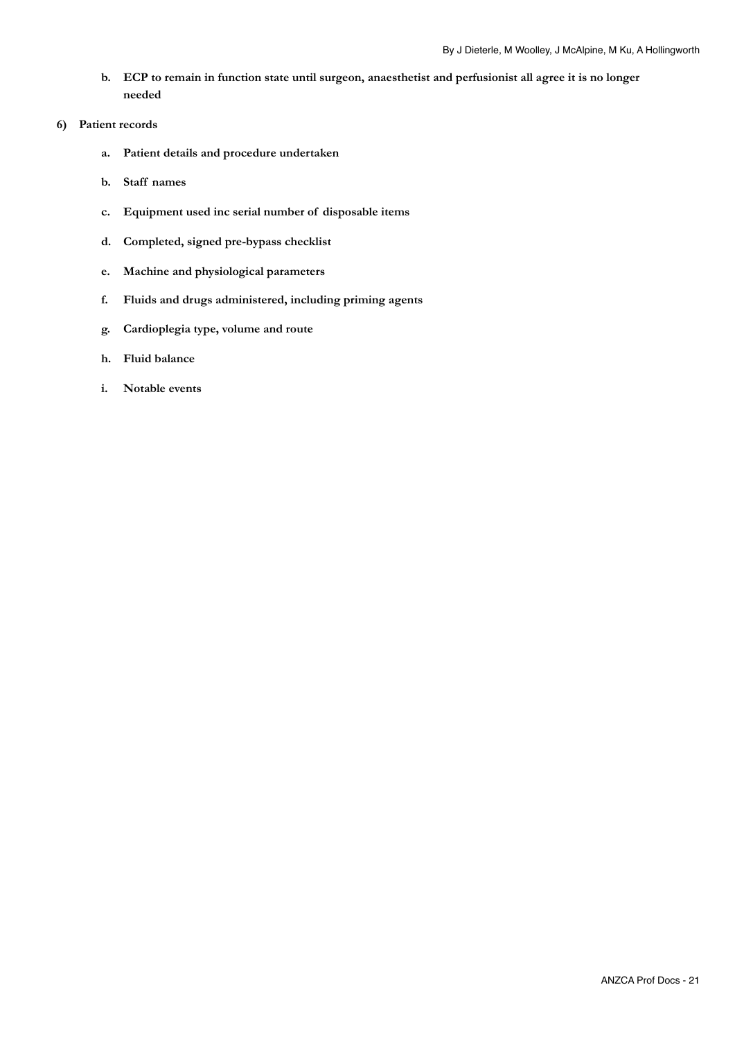b. **ECP to remain in function state until surgeon, anaesthetist and perfusionist all agree it is no longer needed**

6) **Patient records**

   a. **Patient details and procedure undertaken**

   b. **Staff names**

   c. **Equipment used inc serial number of disposable items**

   d. **Completed, signed pre-bypass checklist**

   e. **Machine and physiological parameters**

   f. **Fluids and drugs administered, including priming agents**

   g. **Cardioplegia type, volume and route**

   h. **Fluid balance**

   i. **Notable events**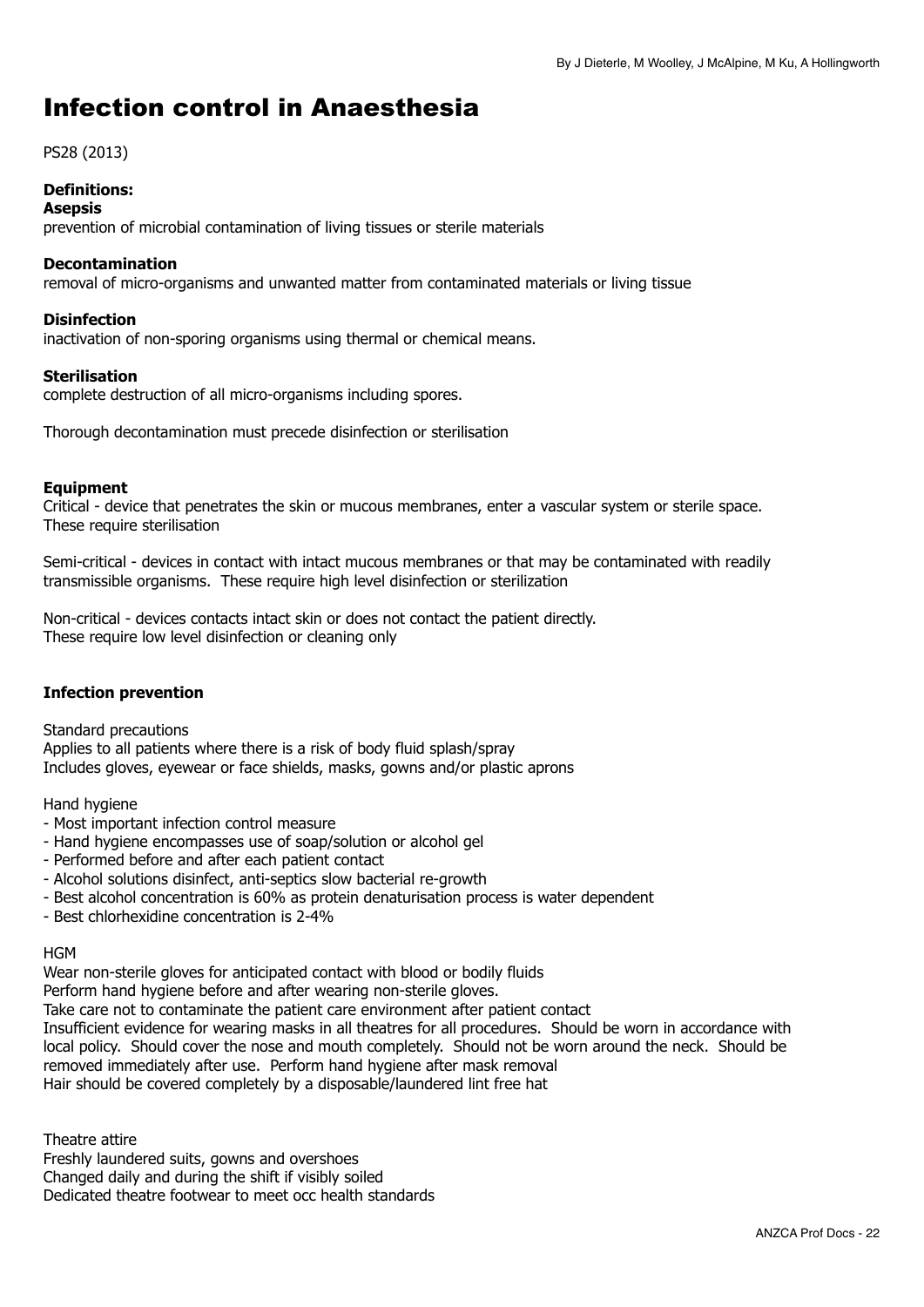# Infection control in Anaesthesia

PS28 (2013)

**Definitions:**

**Asepsis**

prevention of microbial contamination of living tissues or sterile materials

**Decontamination**

removal of micro-organisms and unwanted matter from contaminated materials or living tissue

**Disinfection**

inactivation of non-sporing organisms using thermal or chemical means.

**Sterilisation**

complete destruction of all micro-organisms including spores.

Thorough decontamination must precede disinfection or sterilisation

**Equipment**

Critical - device that penetrates the skin or mucous membranes, enter a vascular system or sterile space. These require sterilisation

Semi-critical - devices in contact with intact mucous membranes or that may be contaminated with readily transmissible organisms. These require high level disinfection or sterilization

Non-critical - devices contacts intact skin or does not contact the patient directly. These require low level disinfection or cleaning only

**Infection prevention**

Standard precautions
Applies to all patients where there is a risk of body fluid splash/spray
Includes gloves, eyewear or face shields, masks, gowns and/or plastic aprons

Hand hygiene

- Most important infection control measure
- Hand hygiene encompasses use of soap/solution or alcohol gel
- Performed before and after each patient contact
- Alcohol solutions disinfect, anti-septics slow bacterial re-growth
- Best alcohol concentration is 60% as protein denaturisation process is water dependent
- Best chlorhexidine concentration is 2-4%

HGM

Wear non-sterile gloves for anticipated contact with blood or bodily fluids
Perform hand hygiene before and after wearing non-sterile gloves.
Take care not to contaminate the patient care environment after patient contact
Insufficient evidence for wearing masks in all theatres for all procedures. Should be worn in accordance with local policy. Should cover the nose and mouth completely. Should not be worn around the neck. Should be removed immediately after use. Perform hand hygiene after mask removal
Hair should be covered completely by a disposable/laundered lint free hat

Theatre attire
Freshly laundered suits, gowns and overshoes
Changed daily and during the shift if visibly soiled
Dedicated theatre footwear to meet occ health standards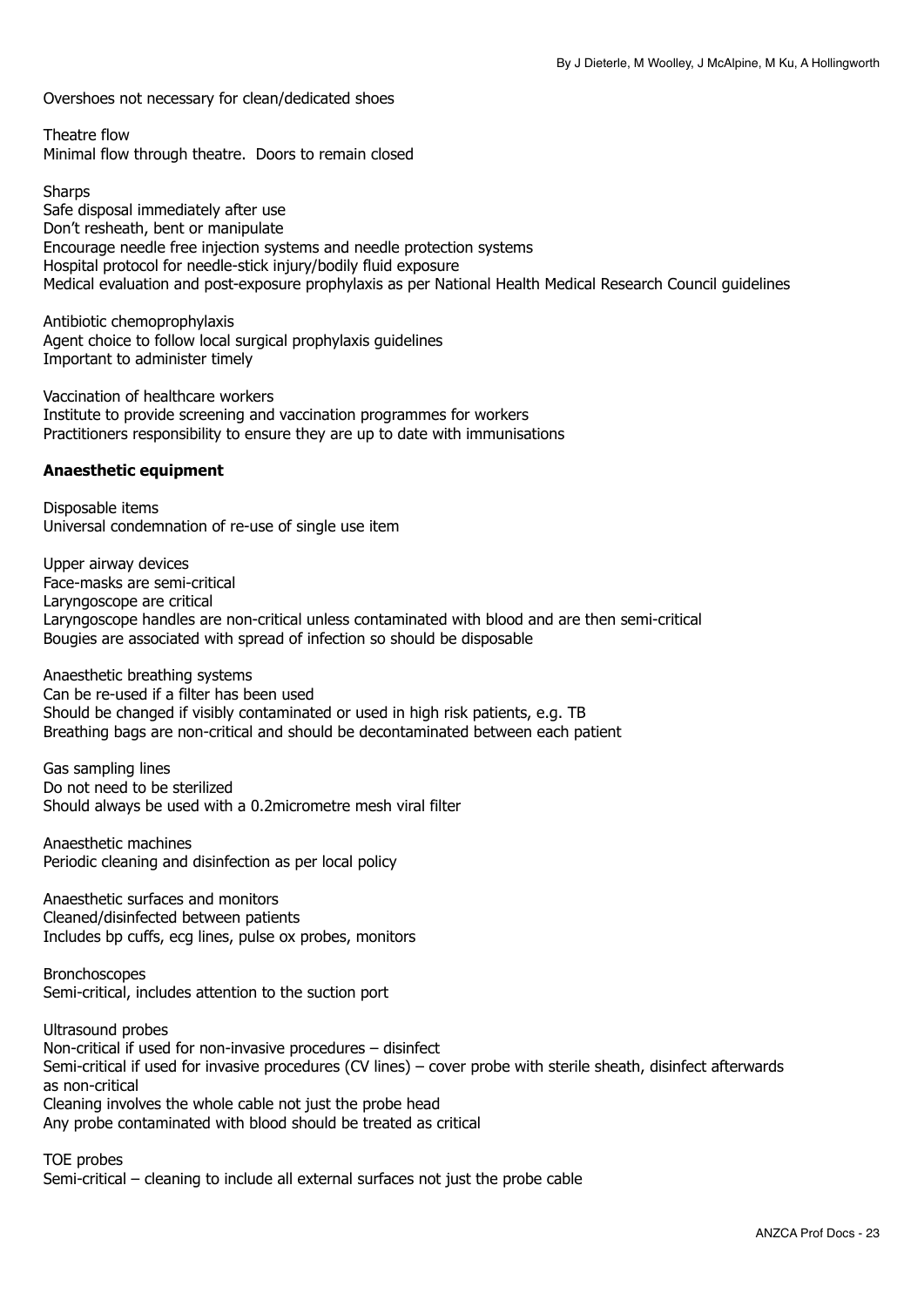Overshoes not necessary for clean/dedicated shoes

Theatre flow
Minimal flow through theatre. Doors to remain closed

Sharps
Safe disposal immediately after use
Don't resheath, bent or manipulate
Encourage needle free injection systems and needle protection systems
Hospital protocol for needle-stick injury/bodily fluid exposure
Medical evaluation and post-exposure prophylaxis as per National Health Medical Research Council guidelines

Antibiotic chemoprophylaxis
Agent choice to follow local surgical prophylaxis guidelines
Important to administer timely

Vaccination of healthcare workers
Institute to provide screening and vaccination programmes for workers
Practitioners responsibility to ensure they are up to date with immunisations

**Anaesthetic equipment**

Disposable items
Universal condemnation of re-use of single use item

Upper airway devices
Face-masks are semi-critical
Laryngoscope are critical
Laryngoscope handles are non-critical unless contaminated with blood and are then semi-critical
Bougies are associated with spread of infection so should be disposable

Anaesthetic breathing systems
Can be re-used if a filter has been used
Should be changed if visibly contaminated or used in high risk patients, e.g. TB
Breathing bags are non-critical and should be decontaminated between each patient

Gas sampling lines
Do not need to be sterilized
Should always be used with a 0.2micrometre mesh viral filter

Anaesthetic machines
Periodic cleaning and disinfection as per local policy

Anaesthetic surfaces and monitors
Cleaned/disinfected between patients
Includes bp cuffs, ecg lines, pulse ox probes, monitors

Bronchoscopes
Semi-critical, includes attention to the suction port

Ultrasound probes
Non-critical if used for non-invasive procedures – disinfect
Semi-critical if used for invasive procedures (CV lines) – cover probe with sterile sheath, disinfect afterwards as non-critical
Cleaning involves the whole cable not just the probe head
Any probe contaminated with blood should be treated as critical

TOE probes
Semi-critical – cleaning to include all external surfaces not just the probe cable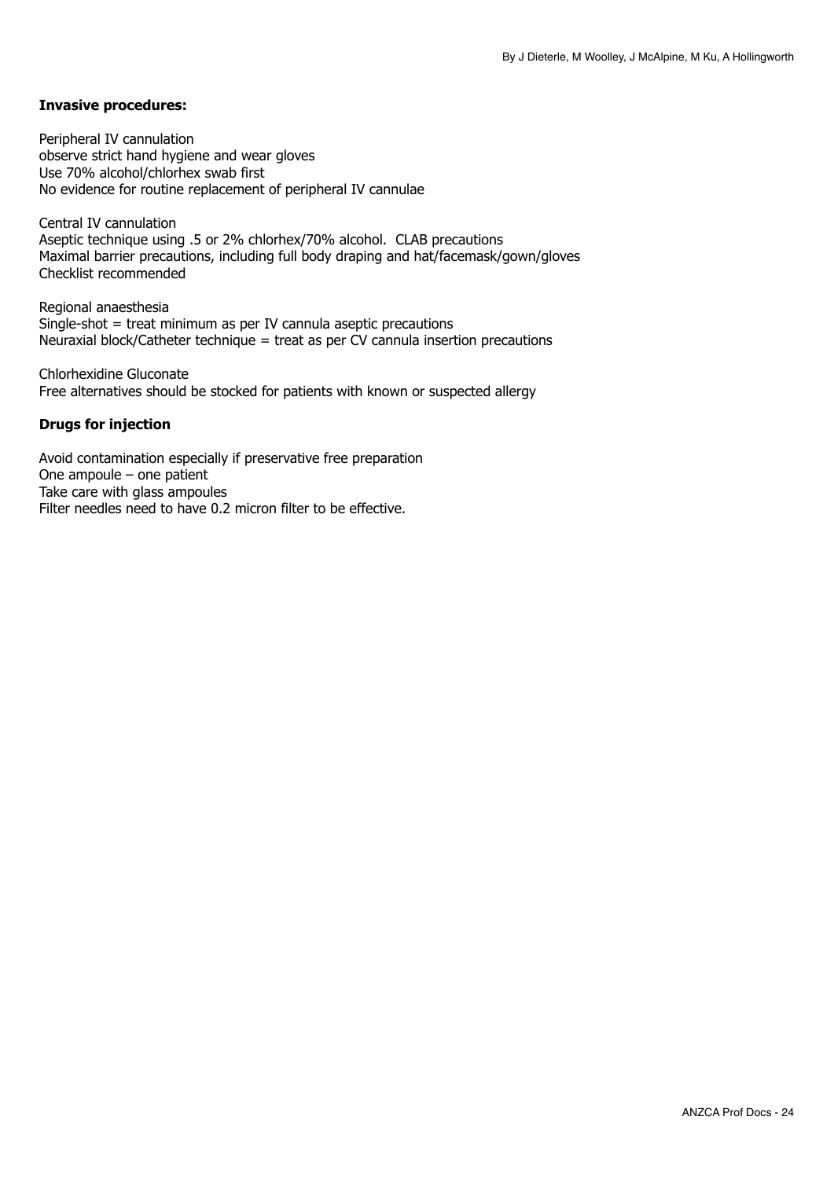**Invasive procedures:**

Peripheral IV cannulation
observe strict hand hygiene and wear gloves
Use 70% alcohol/chlorhex swab first
No evidence for routine replacement of peripheral IV cannulae

Central IV cannulation
Aseptic technique using .5 or 2% chlorhex/70% alcohol. CLAB precautions
Maximal barrier precautions, including full body draping and hat/facemask/gown/gloves
Checklist recommended

Regional anaesthesia
Single-shot = treat minimum as per IV cannula aseptic precautions
Neuraxial block/Catheter technique = treat as per CV cannula insertion precautions

Chlorhexidine Gluconate
Free alternatives should be stocked for patients with known or suspected allergy

**Drugs for injection**

Avoid contamination especially if preservative free preparation
One ampoule – one patient
Take care with glass ampoules
Filter needles need to have 0.2 micron filter to be effective.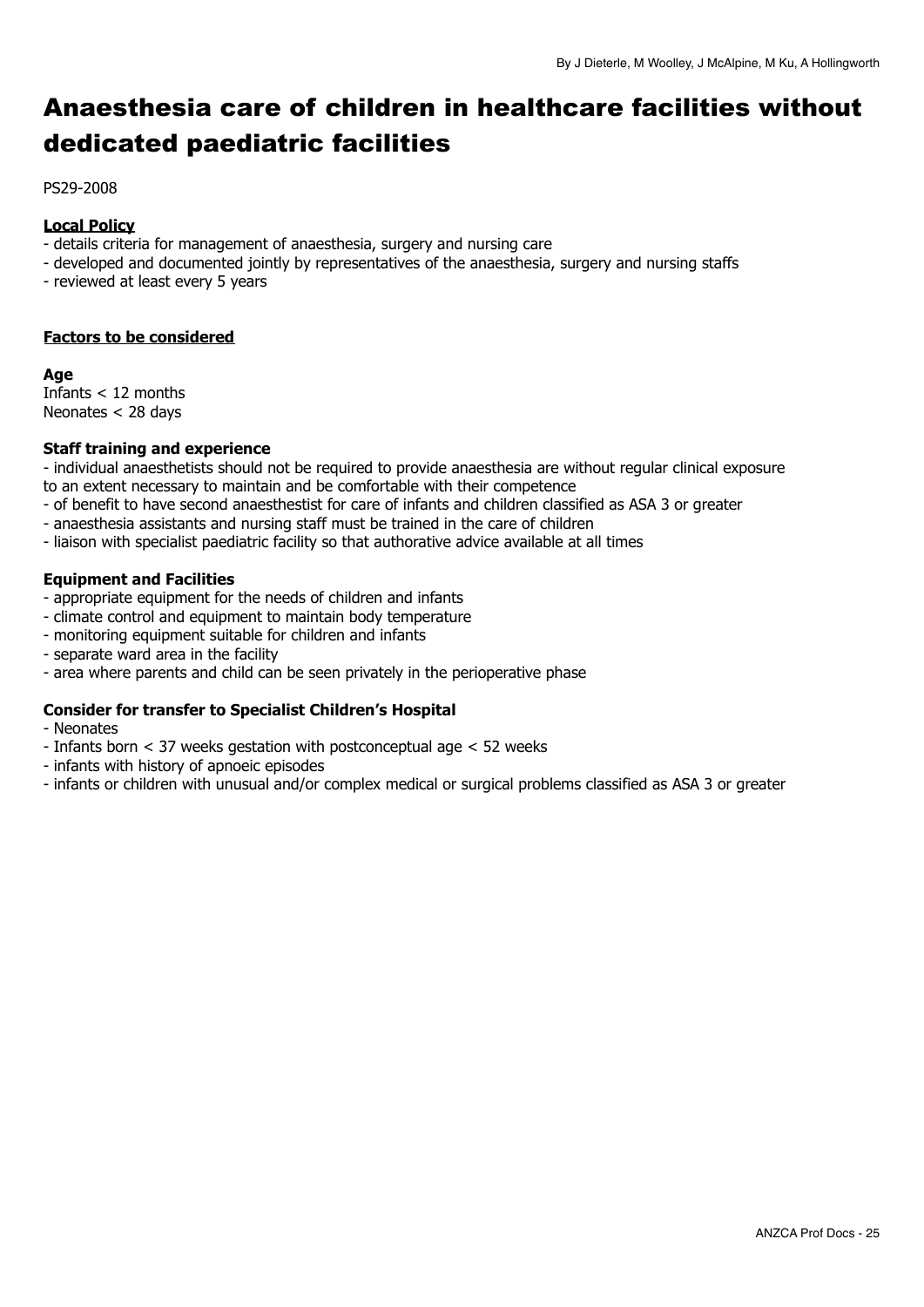# Anaesthesia care of children in healthcare facilities without dedicated paediatric facilities

By J Dieterle, M Woolley, J McAlpine, M Ku, A Hollingworth

PS29-2008

**Local Policy**

- details criteria for management of anaesthesia, surgery and nursing care
- developed and documented jointly by representatives of the anaesthesia, surgery and nursing staffs
- reviewed at least every 5 years

**Factors to be considered**

**Age**

Infants < 12 months
Neonates < 28 days

**Staff training and experience**

- individual anaesthetists should not be required to provide anaesthesia are without regular clinical exposure to an extent necessary to maintain and be comfortable with their competence
- of benefit to have second anaesthestist for care of infants and children classified as ASA 3 or greater
- anaesthesia assistants and nursing staff must be trained in the care of children
- liaison with specialist paediatric facility so that authorative advice available at all times

**Equipment and Facilities**

- appropriate equipment for the needs of children and infants
- climate control and equipment to maintain body temperature
- monitoring equipment suitable for children and infants
- separate ward area in the facility
- area where parents and child can be seen privately in the perioperative phase

**Consider for transfer to Specialist Children's Hospital**

- Neonates
- Infants born < 37 weeks gestation with postconceptual age < 52 weeks
- infants with history of apnoeic episodes
- infants or children with unusual and/or complex medical or surgical problems classified as ASA 3 or greater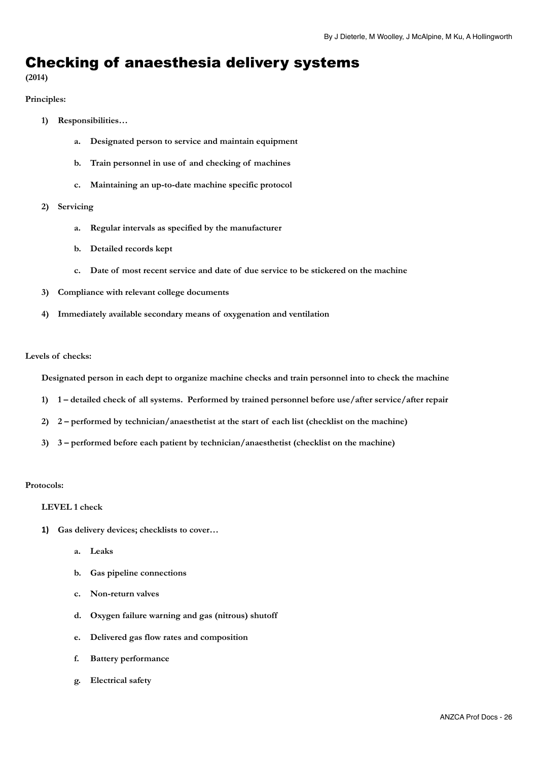By J Dieterle, M Woolley, J McAlpine, M Ku, A Hollingworth

# Checking of anaesthesia delivery systems

**(2014)**

**Principles:**

1) **Responsibilities…**
    a. **Designated person to service and maintain equipment**
    b. **Train personnel in use of and checking of machines**
    c. **Maintaining an up-to-date machine specific protocol**
2) **Servicing**
    a. **Regular intervals as specified by the manufacturer**
    b. **Detailed records kept**
    c. **Date of most recent service and date of due service to be stickered on the machine**
3) **Compliance with relevant college documents**
4) **Immediately available secondary means of oxygenation and ventilation**

**Levels of checks:**

**Designated person in each dept to organize machine checks and train personnel into to check the machine**

1) **1 – detailed check of all systems. Performed by trained personnel before use/after service/after repair**
2) **2 – performed by technician/anaesthetist at the start of each list (checklist on the machine)**
3) **3 – performed before each patient by technician/anaesthetist (checklist on the machine)**

**Protocols:**

**LEVEL 1 check**

1) **Gas delivery devices; checklists to cover…**
    a. **Leaks**
    b. **Gas pipeline connections**
    c. **Non-return valves**
    d. **Oxygen failure warning and gas (nitrous) shutoff**
    e. **Delivered gas flow rates and composition**
    f. **Battery performance**
    g. **Electrical safety**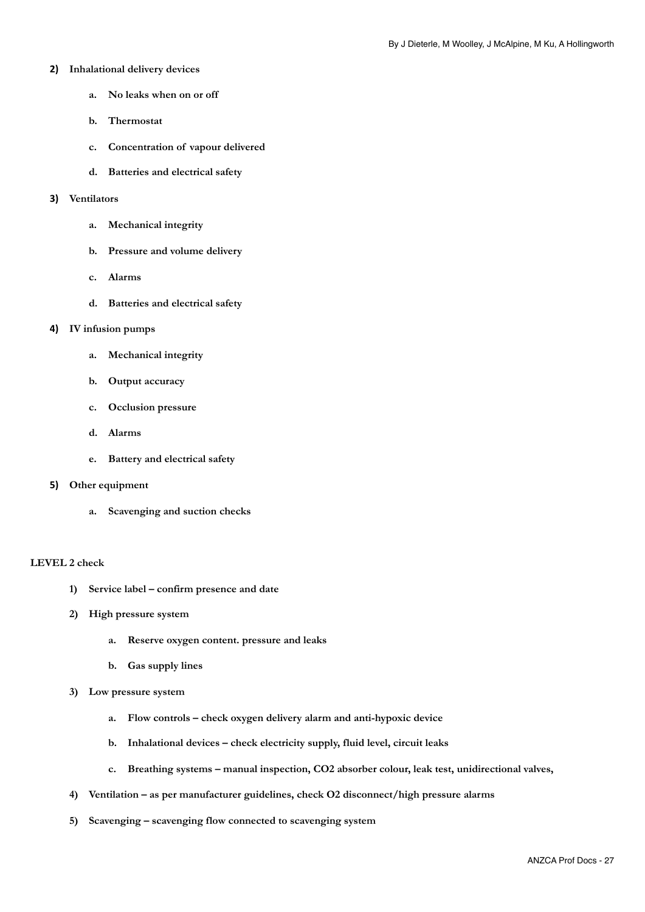2) **Inhalational delivery devices**

    a. **No leaks when on or off**

    b. **Thermostat**

    c. **Concentration of vapour delivered**

    d. **Batteries and electrical safety**

3) **Ventilators**

    a. **Mechanical integrity**

    b. **Pressure and volume delivery**

    c. **Alarms**

    d. **Batteries and electrical safety**

4) **IV infusion pumps**

    a. **Mechanical integrity**

    b. **Output accuracy**

    c. **Occlusion pressure**

    d. **Alarms**

    e. **Battery and electrical safety**

5) **Other equipment**

    a. **Scavenging and suction checks**

**LEVEL 2 check**

1) **Service label – confirm presence and date**

2) **High pressure system**

    a. **Reserve oxygen content. pressure and leaks**

    b. **Gas supply lines**

3) **Low pressure system**

    a. **Flow controls – check oxygen delivery alarm and anti-hypoxic device**

    b. **Inhalational devices – check electricity supply, fluid level, circuit leaks**

    c. **Breathing systems – manual inspection, $CO_2$ absorber colour, leak test, unidirectional valves,**

4) **Ventilation – as per manufacturer guidelines, check $O_2$ disconnect/high pressure alarms**

5) **Scavenging – scavenging flow connected to scavenging system**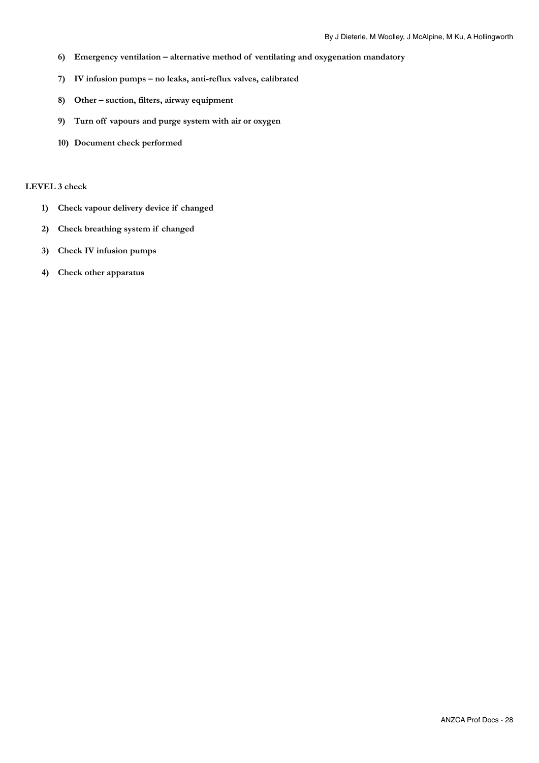6) **Emergency ventilation – alternative method of ventilating and oxygenation mandatory**
7) **IV infusion pumps – no leaks, anti-reflux valves, calibrated**
8) **Other – suction, filters, airway equipment**
9) **Turn off vapours and purge system with air or oxygen**
10) **Document check performed**

**LEVEL 3 check**

1) **Check vapour delivery device if changed**
2) **Check breathing system if changed**
3) **Check IV infusion pumps**
4) **Check other apparatus**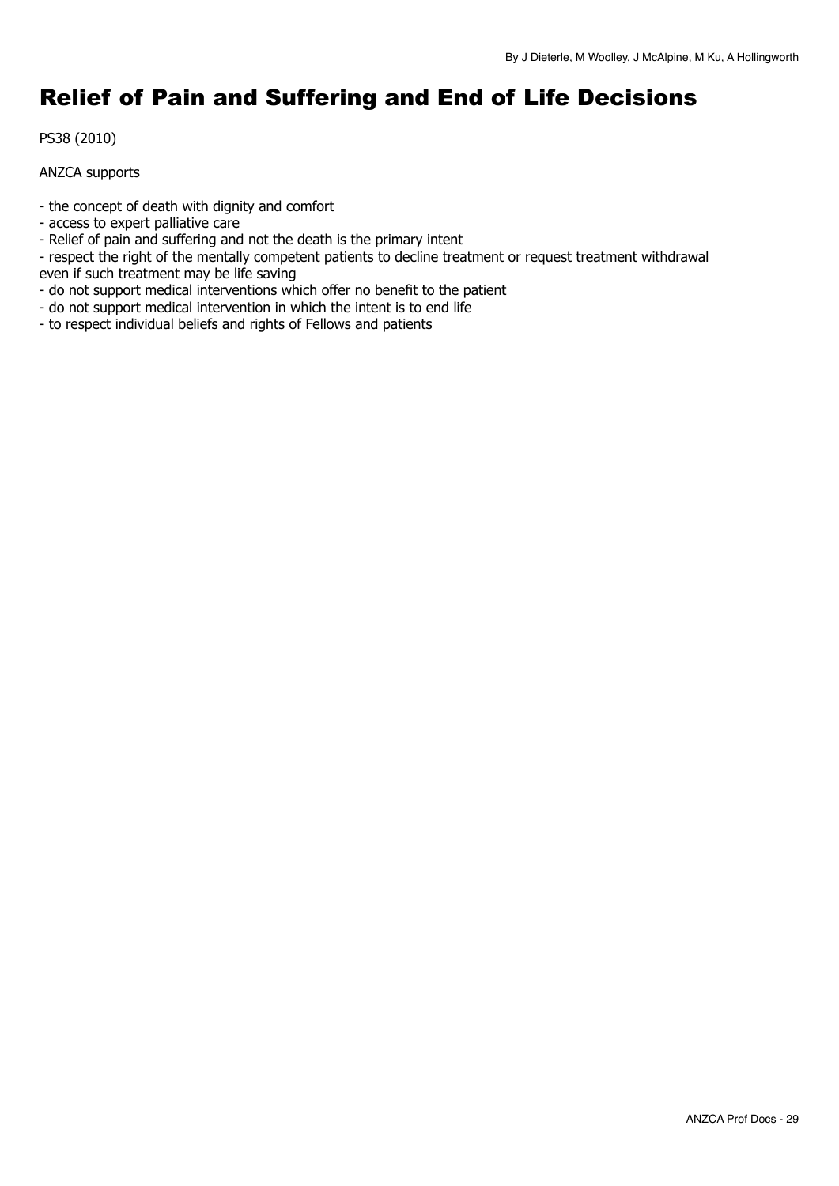By J Dieterle, M Woolley, J McAlpine, M Ku, A Hollingworth

# Relief of Pain and Suffering and End of Life Decisions

PS38 (2010)

ANZCA supports

- the concept of death with dignity and comfort
- access to expert palliative care
- Relief of pain and suffering and not the death is the primary intent
- respect the right of the mentally competent patients to decline treatment or request treatment withdrawal even if such treatment may be life saving
- do not support medical interventions which offer no benefit to the patient
- do not support medical intervention in which the intent is to end life
- to respect individual beliefs and rights of Fellows and patients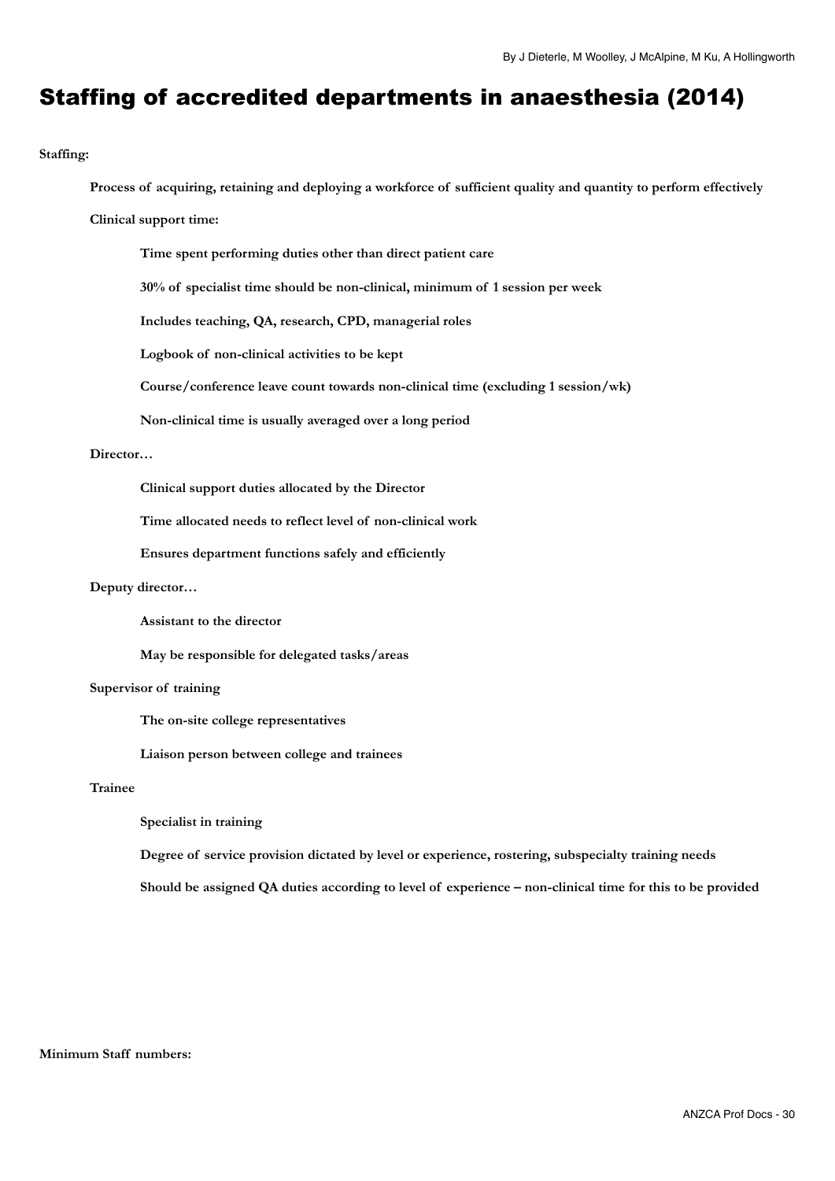# Staffing of accredited departments in anaesthesia (2014)

**Staffing:**

- **Process of acquiring, retaining and deploying a workforce of sufficient quality and quantity to perform effectively**
- **Clinical support time:**
  - **Time spent performing duties other than direct patient care**
  - **30% of specialist time should be non-clinical, minimum of 1 session per week**
  - **Includes teaching, QA, research, CPD, managerial roles**
  - **Logbook of non-clinical activities to be kept**
  - **Course/conference leave count towards non-clinical time (excluding 1 session/wk)**
  - **Non-clinical time is usually averaged over a long period**
- **Director…**
  - **Clinical support duties allocated by the Director**
  - **Time allocated needs to reflect level of non-clinical work**
  - **Ensures department functions safely and efficiently**
- **Deputy director…**
  - **Assistant to the director**
  - **May be responsible for delegated tasks/areas**
- **Supervisor of training**
  - **The on-site college representatives**
  - **Liaison person between college and trainees**
- **Trainee**
  - **Specialist in training**
  - **Degree of service provision dictated by level or experience, rostering, subspecialty training needs**
  - **Should be assigned QA duties according to level of experience – non-clinical time for this to be provided**

**Minimum Staff numbers:**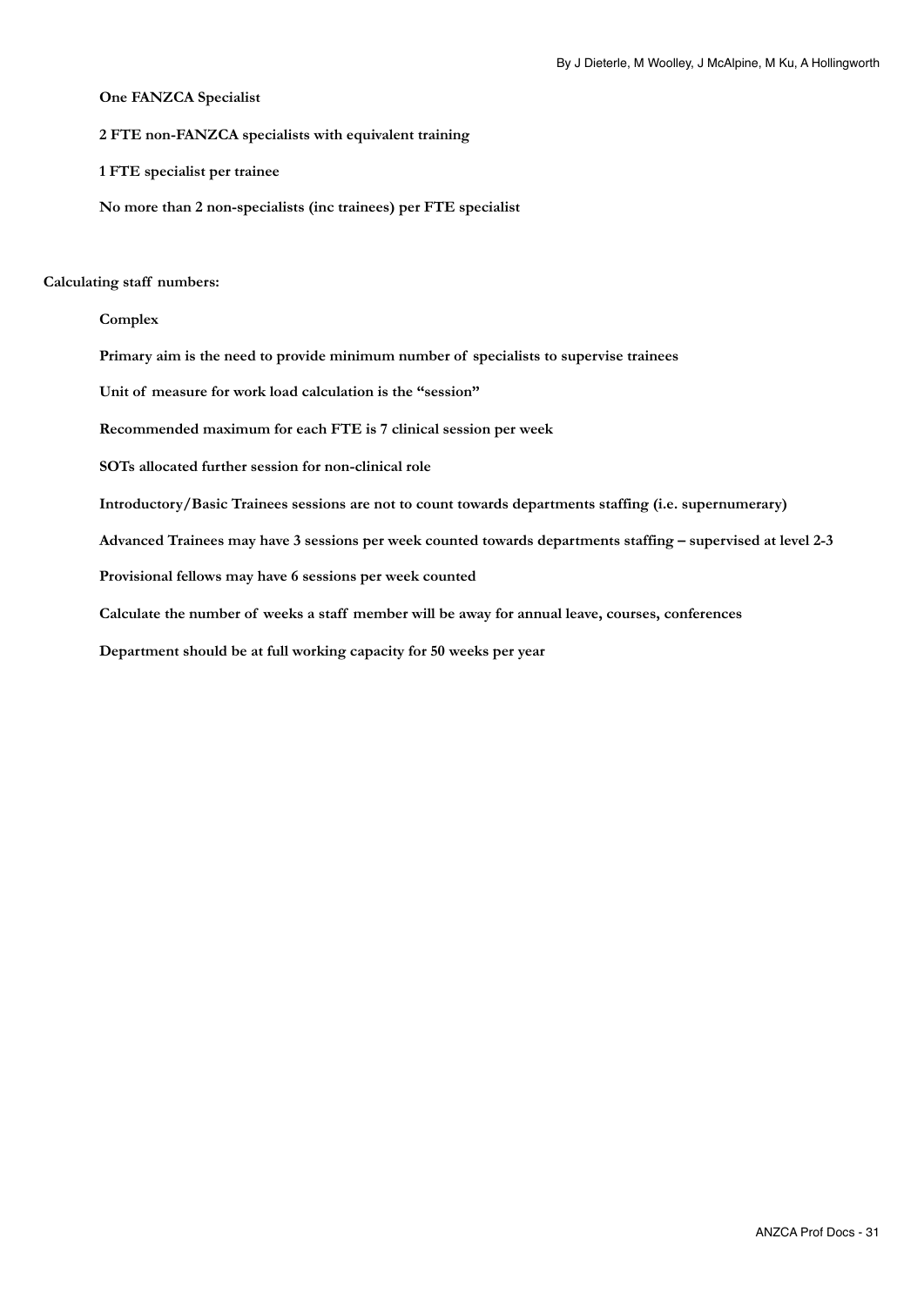**One FANZCA Specialist**

**2 FTE non-FANZCA specialists with equivalent training**

**1 FTE specialist per trainee**

**No more than 2 non-specialists (inc trainees) per FTE specialist**

**Calculating staff numbers:**

**Complex**

**Primary aim is the need to provide minimum number of specialists to supervise trainees**

**Unit of measure for work load calculation is the "session"**

**Recommended maximum for each FTE is 7 clinical session per week**

**SOTs allocated further session for non-clinical role**

**Introductory/Basic Trainees sessions are not to count towards departments staffing (i.e. supernumerary)**

**Advanced Trainees may have 3 sessions per week counted towards departments staffing – supervised at level 2-3**

**Provisional fellows may have 6 sessions per week counted**

**Calculate the number of weeks a staff member will be away for annual leave, courses, conferences**

**Department should be at full working capacity for 50 weeks per year**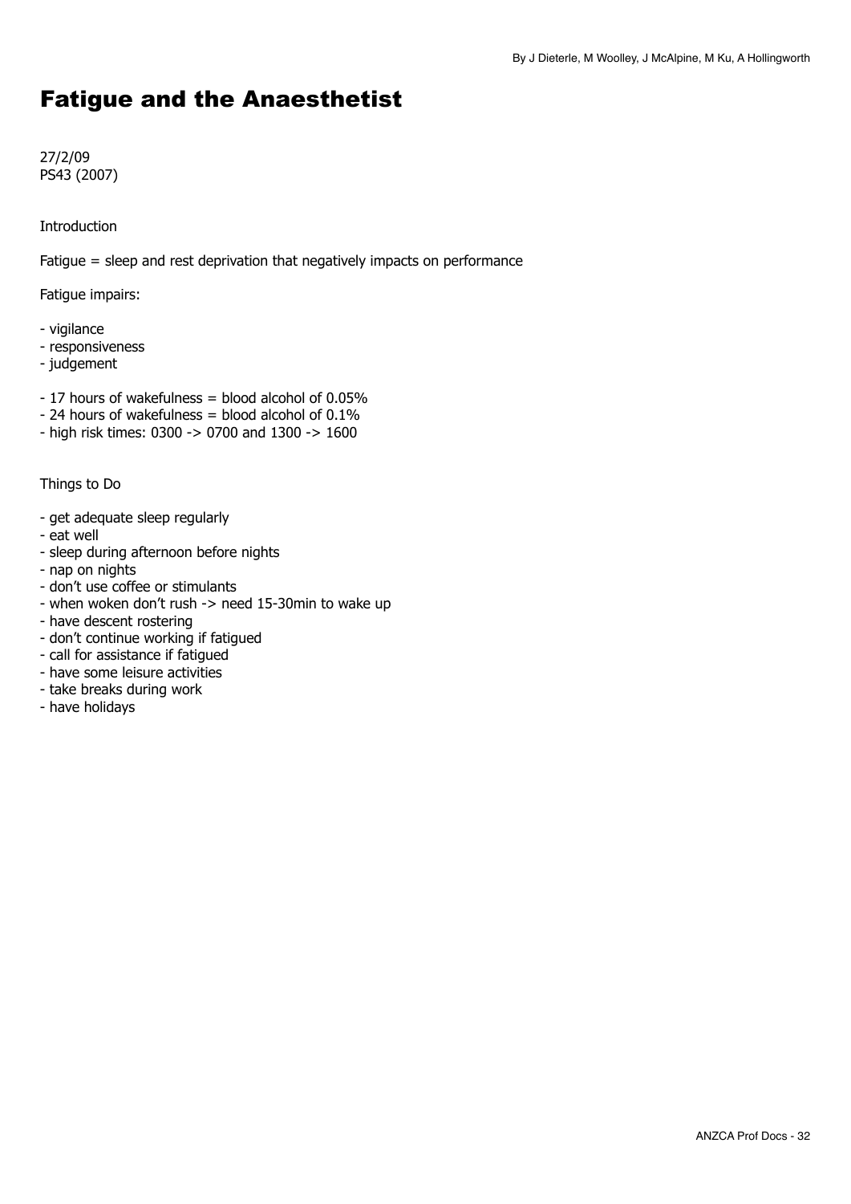# Fatigue and the Anaesthetist

27/2/09
PS43 (2007)

Introduction

Fatigue = sleep and rest deprivation that negatively impacts on performance

Fatigue impairs:

- vigilance
- responsiveness
- judgement

- 17 hours of wakefulness = blood alcohol of 0.05%
- 24 hours of wakefulness = blood alcohol of 0.1%
- high risk times: 0300 -> 0700 and 1300 -> 1600

Things to Do

- get adequate sleep regularly
- eat well
- sleep during afternoon before nights
- nap on nights
- don't use coffee or stimulants
- when woken don't rush -> need 15-30min to wake up
- have descent rostering
- don't continue working if fatigued
- call for assistance if fatigued
- have some leisure activities
- take breaks during work
- have holidays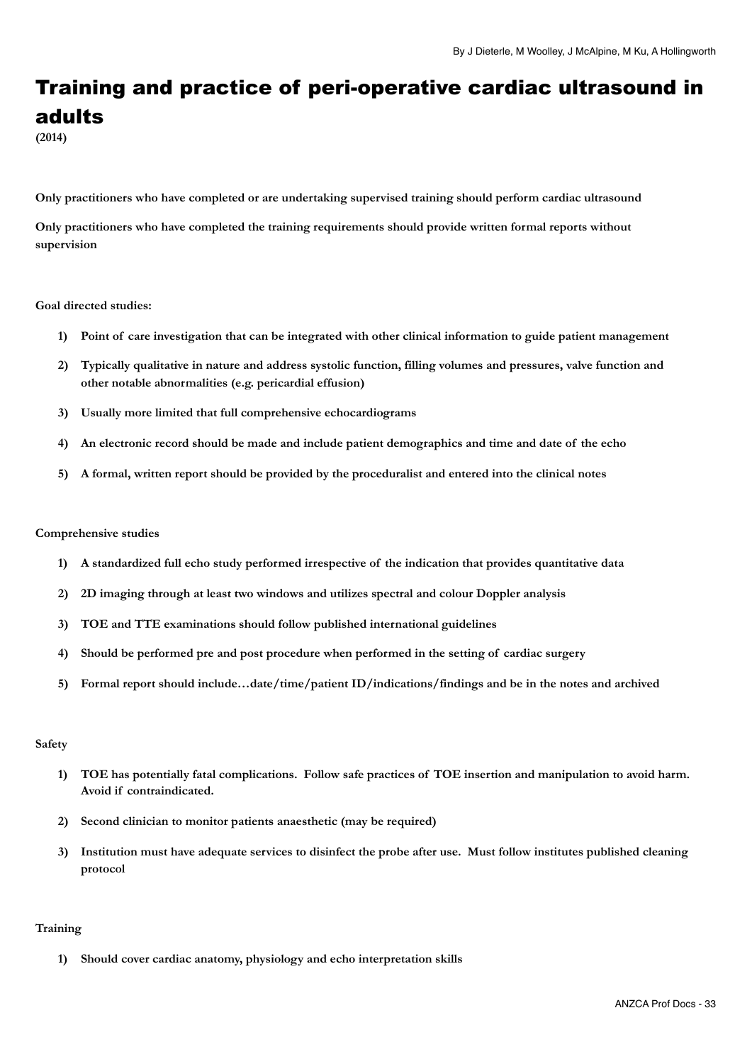By J Dieterle, M Woolley, J McAlpine, M Ku, A Hollingworth

# Training and practice of peri-operative cardiac ultrasound in adults

**(2014)**

**Only practitioners who have completed or are undertaking supervised training should perform cardiac ultrasound**

**Only practitioners who have completed the training requirements should provide written formal reports without supervision**

**Goal directed studies:**

1) **Point of care investigation that can be integrated with other clinical information to guide patient management**
2) **Typically qualitative in nature and address systolic function, filling volumes and pressures, valve function and other notable abnormalities (e.g. pericardial effusion)**
3) **Usually more limited that full comprehensive echocardiograms**
4) **An electronic record should be made and include patient demographics and time and date of the echo**
5) **A formal, written report should be provided by the proceduralist and entered into the clinical notes**

**Comprehensive studies**

1) **A standardized full echo study performed irrespective of the indication that provides quantitative data**
2) **2D imaging through at least two windows and utilizes spectral and colour Doppler analysis**
3) **TOE and TTE examinations should follow published international guidelines**
4) **Should be performed pre and post procedure when performed in the setting of cardiac surgery**
5) **Formal report should include…date/time/patient ID/indications/findings and be in the notes and archived**

**Safety**

1) **TOE has potentially fatal complications. Follow safe practices of TOE insertion and manipulation to avoid harm. Avoid if contraindicated.**
2) **Second clinician to monitor patients anaesthetic (may be required)**
3) **Institution must have adequate services to disinfect the probe after use. Must follow institutes published cleaning protocol**

**Training**

1) **Should cover cardiac anatomy, physiology and echo interpretation skills**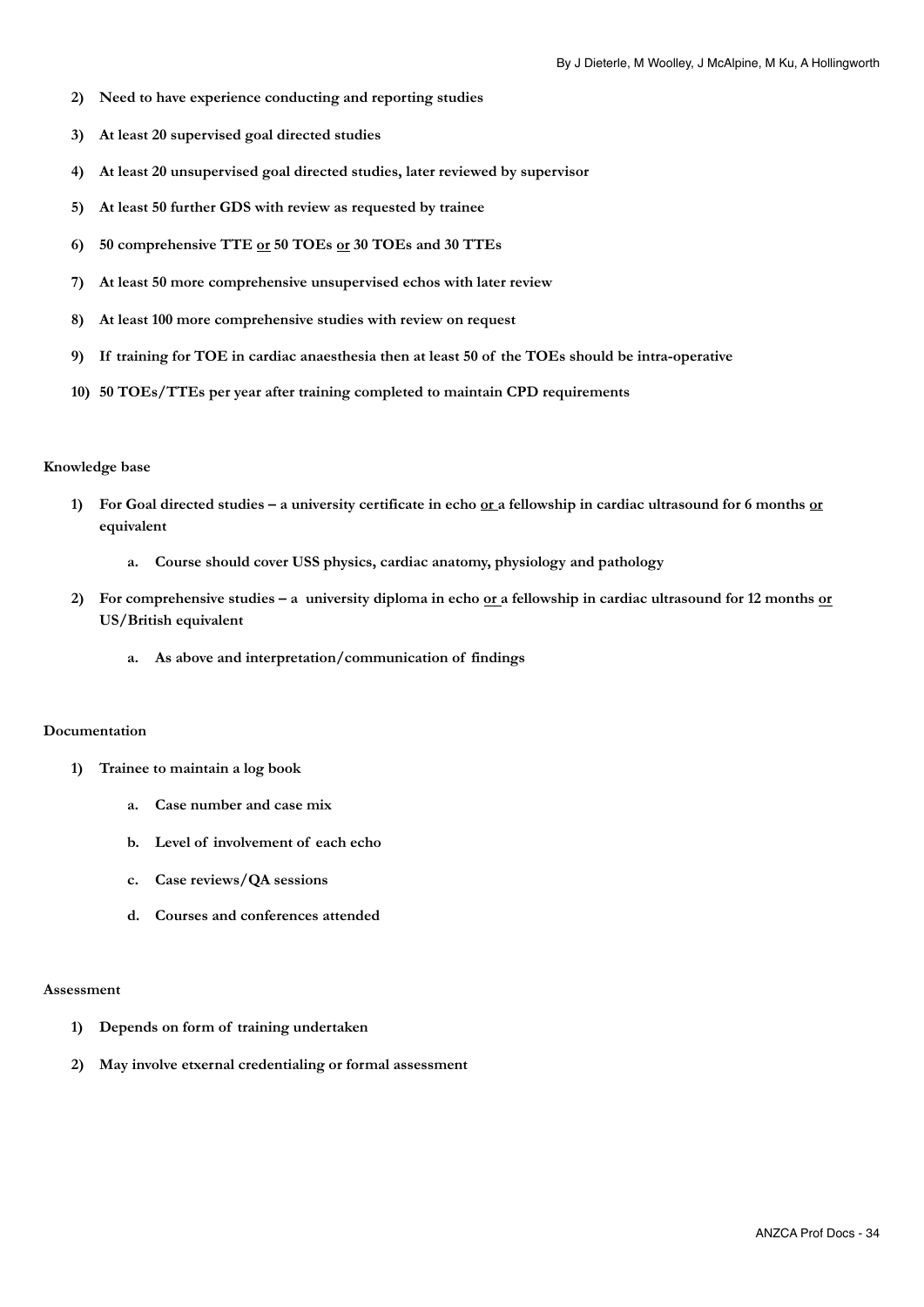2) **Need to have experience conducting and reporting studies**

3) **At least 20 supervised goal directed studies**

4) **At least 20 unsupervised goal directed studies, later reviewed by supervisor**

5) **At least 50 further GDS with review as requested by trainee**

6) **50 comprehensive TTE <u>or</u> 50 TOEs <u>or</u> 30 TOEs and 30 TTEs**

7) **At least 50 more comprehensive unsupervised echos with later review**

8) **At least 100 more comprehensive studies with review on request**

9) **If training for TOE in cardiac anaesthesia then at least 50 of the TOEs should be intra-operative**

10) **50 TOEs/TTEs per year after training completed to maintain CPD requirements**

**Knowledge base**

1) **For Goal directed studies – a university certificate in echo <u>or</u> a fellowship in cardiac ultrasound for 6 months <u>or</u> equivalent**

    a. **Course should cover USS physics, cardiac anatomy, physiology and pathology**

2) **For comprehensive studies – a university diploma in echo <u>or</u> a fellowship in cardiac ultrasound for 12 months <u>or</u> US/British equivalent**

    a. **As above and interpretation/communication of findings**

**Documentation**

1) **Trainee to maintain a log book**

    a. **Case number and case mix**

    b. **Level of involvement of each echo**

    c. **Case reviews/QA sessions**

    d. **Courses and conferences attended**

**Assessment**

1) **Depends on form of training undertaken**

2) **May involve etxernal credentialing or formal assessment**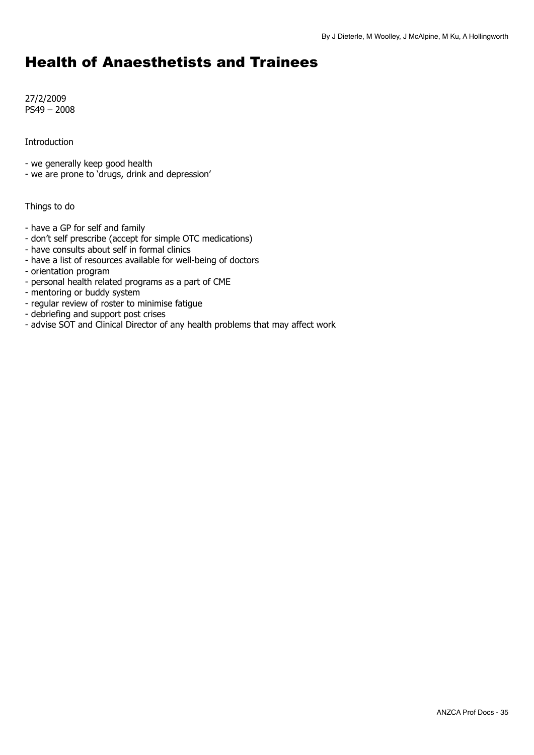By J Dieterle, M Woolley, J McAlpine, M Ku, A Hollingworth

# Health of Anaesthetists and Trainees

27/2/2009
PS49 – 2008

Introduction

- we generally keep good health
- we are prone to 'drugs, drink and depression'

Things to do

- have a GP for self and family
- don't self prescribe (accept for simple OTC medications)
- have consults about self in formal clinics
- have a list of resources available for well-being of doctors
- orientation program
- personal health related programs as a part of CME
- mentoring or buddy system
- regular review of roster to minimise fatigue
- debriefing and support post crises
- advise SOT and Clinical Director of any health problems that may affect work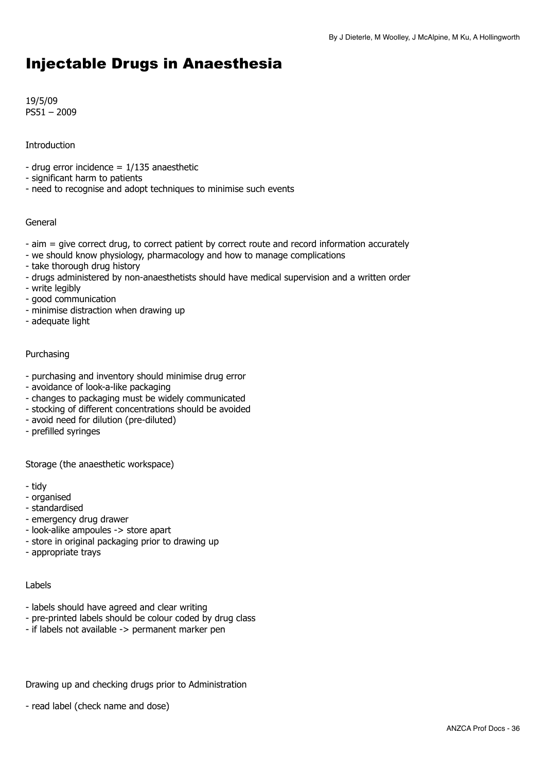# Injectable Drugs in Anaesthesia

19/5/09
PS51 – 2009

Introduction

- drug error incidence = 1/135 anaesthetic
- significant harm to patients
- need to recognise and adopt techniques to minimise such events

General

- aim = give correct drug, to correct patient by correct route and record information accurately
- we should know physiology, pharmacology and how to manage complications
- take thorough drug history
- drugs administered by non-anaesthetists should have medical supervision and a written order
- write legibly
- good communication
- minimise distraction when drawing up
- adequate light

Purchasing

- purchasing and inventory should minimise drug error
- avoidance of look-a-like packaging
- changes to packaging must be widely communicated
- stocking of different concentrations should be avoided
- avoid need for dilution (pre-diluted)
- prefilled syringes

Storage (the anaesthetic workspace)

- tidy
- organised
- standardised
- emergency drug drawer
- look-alike ampoules -> store apart
- store in original packaging prior to drawing up
- appropriate trays

Labels

- labels should have agreed and clear writing
- pre-printed labels should be colour coded by drug class
- if labels not available -> permanent marker pen

Drawing up and checking drugs prior to Administration

- read label (check name and dose)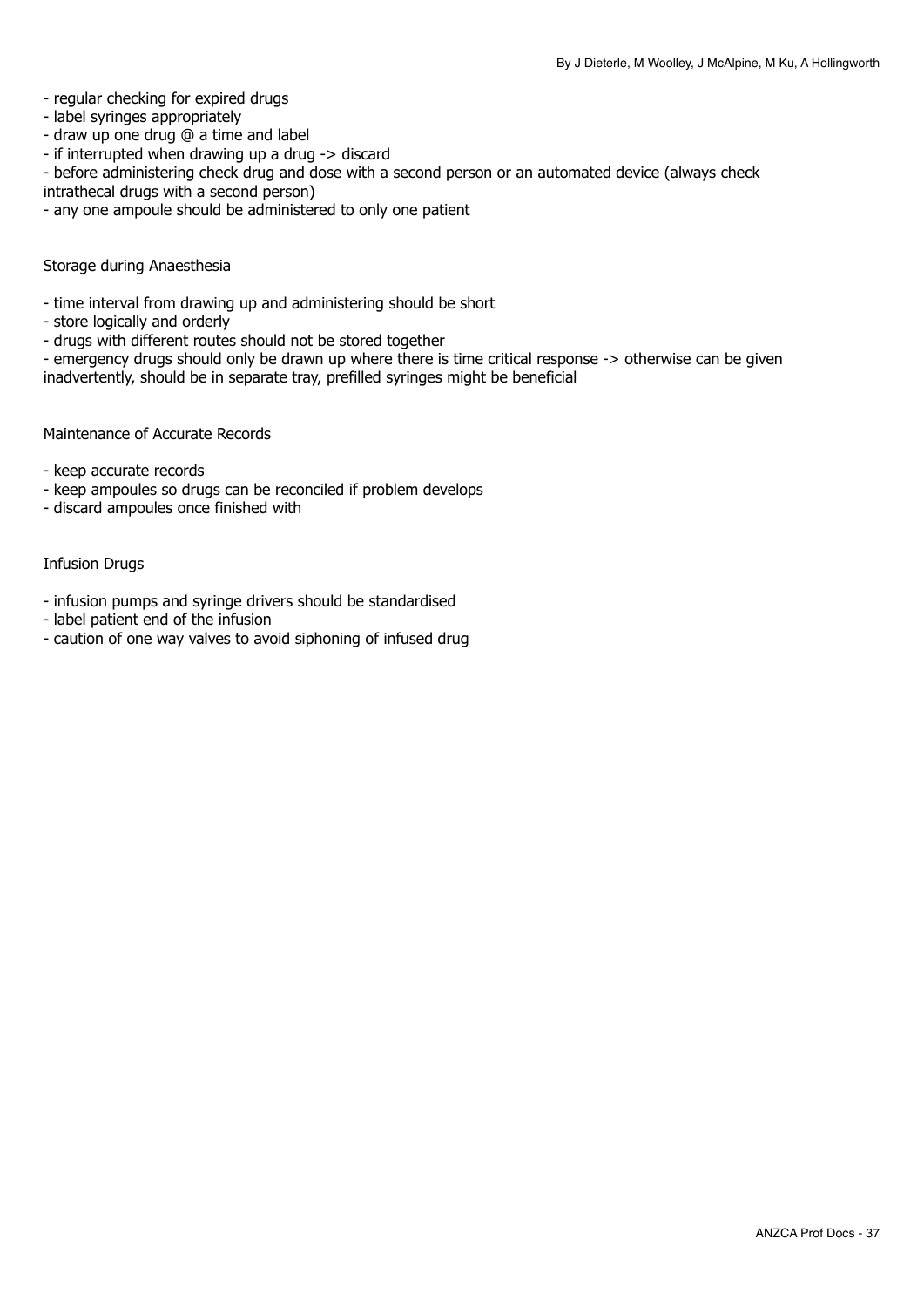- regular checking for expired drugs
- label syringes appropriately
- draw up one drug @ a time and label
- if interrupted when drawing up a drug -> discard
- before administering check drug and dose with a second person or an automated device (always check intrathecal drugs with a second person)
- any one ampoule should be administered to only one patient

## Storage during Anaesthesia

- time interval from drawing up and administering should be short
- store logically and orderly
- drugs with different routes should not be stored together
- emergency drugs should only be drawn up where there is time critical response -> otherwise can be given inadvertently, should be in separate tray, prefilled syringes might be beneficial

## Maintenance of Accurate Records

- keep accurate records
- keep ampoules so drugs can be reconciled if problem develops
- discard ampoules once finished with

## Infusion Drugs

- infusion pumps and syringe drivers should be standardised
- label patient end of the infusion
- caution of one way valves to avoid siphoning of infused drug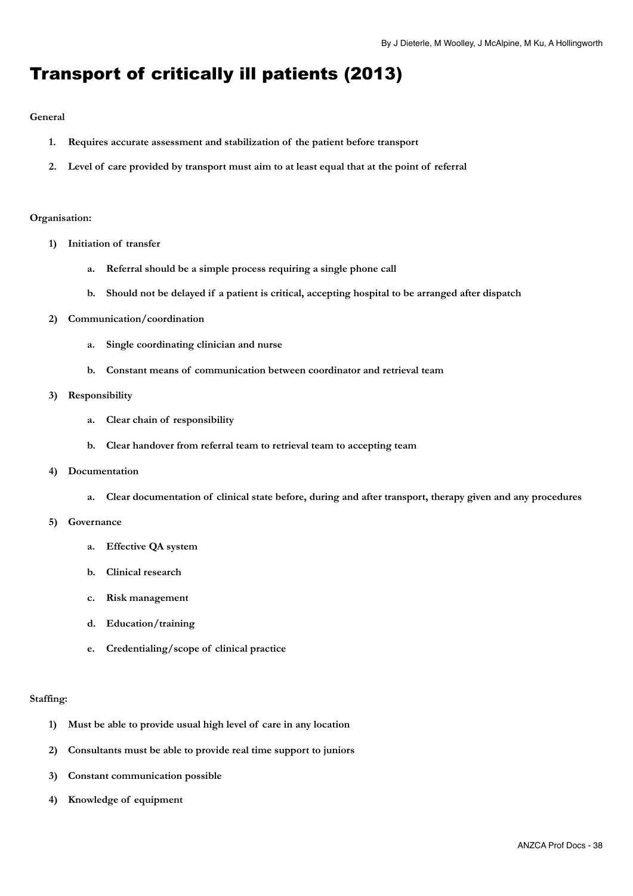By J Dieterle, M Woolley, J McAlpine, M Ku, A Hollingworth

# Transport of critically ill patients (2013)

**General**

1. **Requires accurate assessment and stabilization of the patient before transport**
2. **Level of care provided by transport must aim to at least equal that at the point of referral**

**Organisation:**

1) **Initiation of transfer**
    a. **Referral should be a simple process requiring a single phone call**
    b. **Should not be delayed if a patient is critical, accepting hospital to be arranged after dispatch**
2) **Communication/coordination**
    a. **Single coordinating clinician and nurse**
    b. **Constant means of communication between coordinator and retrieval team**
3) **Responsibility**
    a. **Clear chain of responsibility**
    b. **Clear handover from referral team to retrieval team to accepting team**
4) **Documentation**
    a. **Clear documentation of clinical state before, during and after transport, therapy given and any procedures**
5) **Governance**
    a. **Effective QA system**
    b. **Clinical research**
    c. **Risk management**
    d. **Education/training**
    e. **Credentialing/scope of clinical practice**

**Staffing:**

1) **Must be able to provide usual high level of care in any location**
2) **Consultants must be able to provide real time support to juniors**
3) **Constant communication possible**
4) **Knowledge of equipment**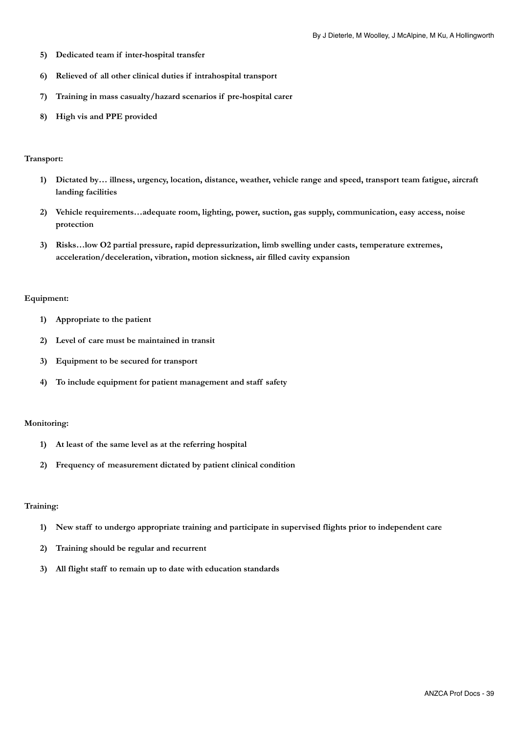5) **Dedicated team if inter-hospital transfer**
6) **Relieved of all other clinical duties if intrahospital transport**
7) **Training in mass casualty/hazard scenarios if pre-hospital carer**
8) **High vis and PPE provided**

**Transport:**

1) **Dictated by… illness, urgency, location, distance, weather, vehicle range and speed, transport team fatigue, aircraft landing facilities**
2) **Vehicle requirements…adequate room, lighting, power, suction, gas supply, communication, easy access, noise protection**
3) **Risks…low O2 partial pressure, rapid depressurization, limb swelling under casts, temperature extremes, acceleration/deceleration, vibration, motion sickness, air filled cavity expansion**

**Equipment:**

1) **Appropriate to the patient**
2) **Level of care must be maintained in transit**
3) **Equipment to be secured for transport**
4) **To include equipment for patient management and staff safety**

**Monitoring:**

1) **At least of the same level as at the referring hospital**
2) **Frequency of measurement dictated by patient clinical condition**

**Training:**

1) **New staff to undergo appropriate training and participate in supervised flights prior to independent care**
2) **Training should be regular and recurrent**
3) **All flight staff to remain up to date with education standards**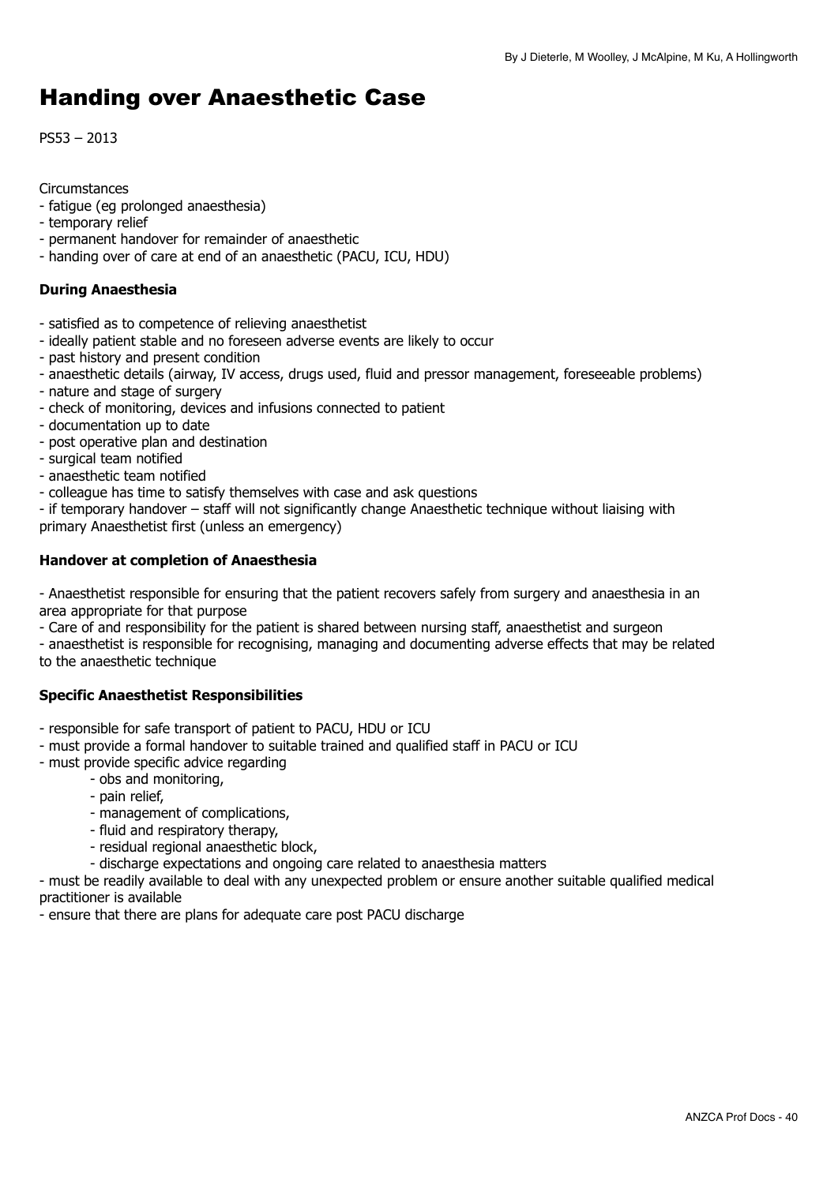# Handing over Anaesthetic Case

PS53 – 2013

Circumstances

- fatigue (eg prolonged anaesthesia)
- temporary relief
- permanent handover for remainder of anaesthetic
- handing over of care at end of an anaesthetic (PACU, ICU, HDU)

**During Anaesthesia**

- satisfied as to competence of relieving anaesthetist
- ideally patient stable and no foreseen adverse events are likely to occur
- past history and present condition
- anaesthetic details (airway, IV access, drugs used, fluid and pressor management, foreseeable problems)
- nature and stage of surgery
- check of monitoring, devices and infusions connected to patient
- documentation up to date
- post operative plan and destination
- surgical team notified
- anaesthetic team notified
- colleague has time to satisfy themselves with case and ask questions
- if temporary handover – staff will not significantly change Anaesthetic technique without liaising with primary Anaesthetist first (unless an emergency)

**Handover at completion of Anaesthesia**

- Anaesthetist responsible for ensuring that the patient recovers safely from surgery and anaesthesia in an area appropriate for that purpose
- Care of and responsibility for the patient is shared between nursing staff, anaesthetist and surgeon
- anaesthetist is responsible for recognising, managing and documenting adverse effects that may be related to the anaesthetic technique

**Specific Anaesthetist Responsibilities**

- responsible for safe transport of patient to PACU, HDU or ICU
- must provide a formal handover to suitable trained and qualified staff in PACU or ICU
- must provide specific advice regarding
    - obs and monitoring,
    - pain relief,
    - management of complications,
    - fluid and respiratory therapy,
    - residual regional anaesthetic block,
    - discharge expectations and ongoing care related to anaesthesia matters
- must be readily available to deal with any unexpected problem or ensure another suitable qualified medical practitioner is available
- ensure that there are plans for adequate care post PACU discharge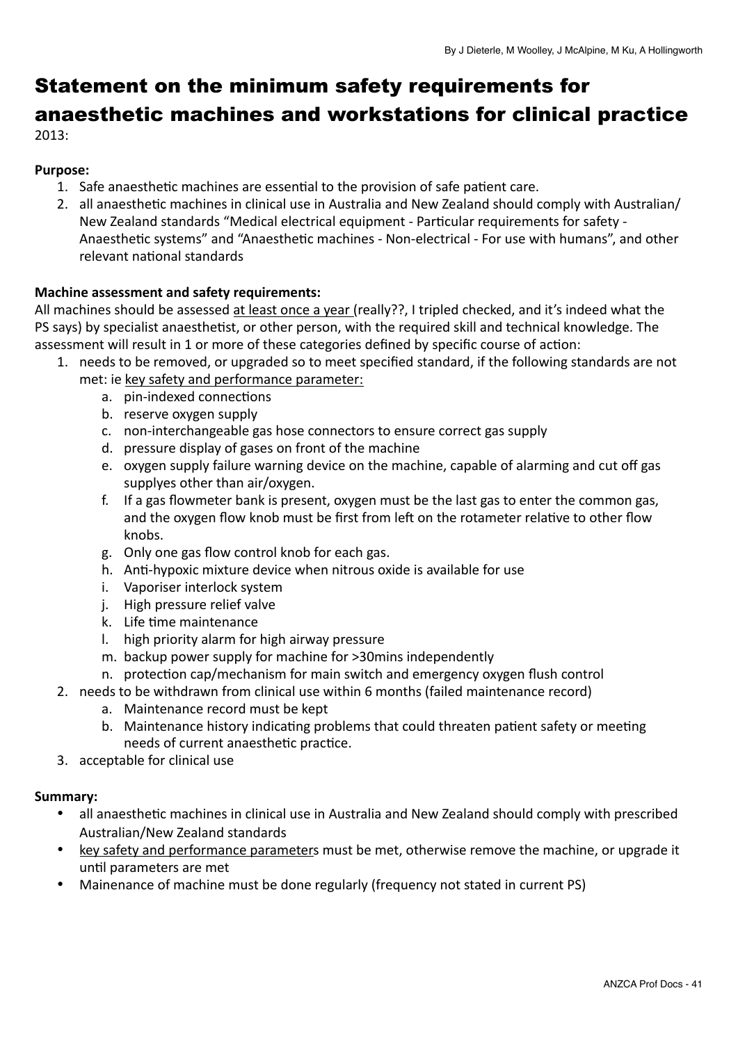# Statement on the minimum safety requirements for anaesthetic machines and workstations for clinical practice

2013:

**Purpose:**

1. Safe anaesthetic machines are essential to the provision of safe patient care.
2. all anaesthetic machines in clinical use in Australia and New Zealand should comply with Australian/ New Zealand standards "Medical electrical equipment - Particular requirements for safety - Anaesthetic systems" and "Anaesthetic machines - Non-electrical - For use with humans", and other relevant national standards

**Machine assessment and safety requirements:**

All machines should be assessed <u>at least once a year</u> (really??, I tripled checked, and it's indeed what the PS says) by specialist anaesthetist, or other person, with the required skill and technical knowledge. The assessment will result in 1 or more of these categories defined by specific course of action:

1. needs to be removed, or upgraded so to meet specified standard, if the following standards are not met: ie <u>key safety and performance parameter:</u>
    a. pin-indexed connections
    b. reserve oxygen supply
    c. non-interchangeable gas hose connectors to ensure correct gas supply
    d. pressure display of gases on front of the machine
    e. oxygen supply failure warning device on the machine, capable of alarming and cut off gas supplyes other than air/oxygen.
    f. If a gas flowmeter bank is present, oxygen must be the last gas to enter the common gas, and the oxygen flow knob must be first from left on the rotameter relative to other flow knobs.
    g. Only one gas flow control knob for each gas.
    h. Anti-hypoxic mixture device when nitrous oxide is available for use
    i. Vaporiser interlock system
    j. High pressure relief valve
    k. Life time maintenance
    l. high priority alarm for high airway pressure
    m. backup power supply for machine for >30mins independently
    n. protection cap/mechanism for main switch and emergency oxygen flush control
2. needs to be withdrawn from clinical use within 6 months (failed maintenance record)
    a. Maintenance record must be kept
    b. Maintenance history indicating problems that could threaten patient safety or meeting needs of current anaesthetic practice.
3. acceptable for clinical use

**Summary:**

- all anaesthetic machines in clinical use in Australia and New Zealand should comply with prescribed Australian/New Zealand standards
- <u>key safety and performance parameter</u>s must be met, otherwise remove the machine, or upgrade it until parameters are met
- Mainenance of machine must be done regularly (frequency not stated in current PS)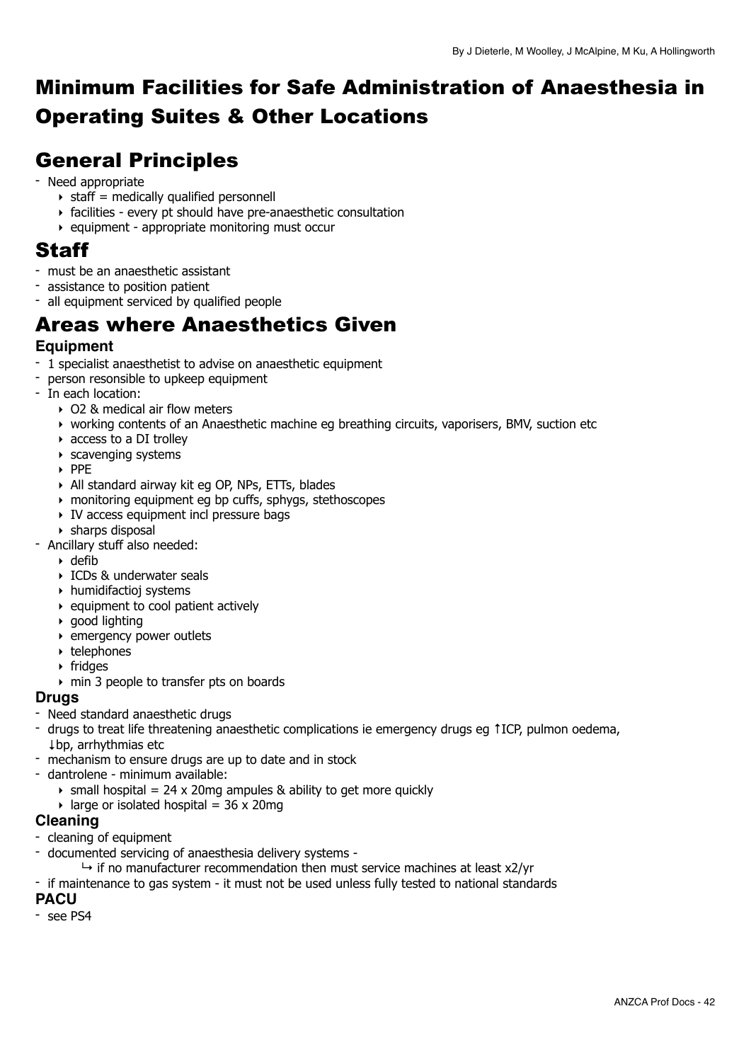# Minimum Facilities for Safe Administration of Anaesthesia in Operating Suites & Other Locations

## General Principles

- Need appropriate
  - staff = medically qualified personnell
  - facilities - every pt should have pre-anaesthetic consultation
  - equipment - appropriate monitoring must occur

## Staff

- must be an anaesthetic assistant
- assistance to position patient
- all equipment serviced by qualified people

## Areas where Anaesthetics Given

### Equipment

- 1 specialist anaesthetist to advise on anaesthetic equipment
- person resonsible to upkeep equipment
- In each location:
  - O2 & medical air flow meters
  - working contents of an Anaesthetic machine eg breathing circuits, vaporisers, BMV, suction etc
  - access to a DI trolley
  - scavenging systems
  - PPE
  - All standard airway kit eg OP, NPs, ETTs, blades
  - monitoring equipment eg bp cuffs, sphygs, stethoscopes
  - IV access equipment incl pressure bags
  - sharps disposal
- Ancillary stuff also needed:
  - defib
  - ICDs & underwater seals
  - humidifactioj systems
  - equipment to cool patient actively
  - good lighting
  - emergency power outlets
  - telephones
  - fridges
  - min 3 people to transfer pts on boards

### Drugs

- Need standard anaesthetic drugs
- drugs to treat life threatening anaesthetic complications ie emergency drugs eg ↑ICP, pulmon oedema, ↓bp, arrhythmias etc
- mechanism to ensure drugs are up to date and in stock
- dantrolene - minimum available:
  - small hospital = 24 x 20mg ampules & ability to get more quickly
  - large or isolated hospital = 36 x 20mg

### Cleaning

- cleaning of equipment
- documented servicing of anaesthesia delivery systems -
  - ↳ if no manufacturer recommendation then must service machines at least x2/yr
- if maintenance to gas system - it must not be used unless fully tested to national standards

### PACU

- see PS4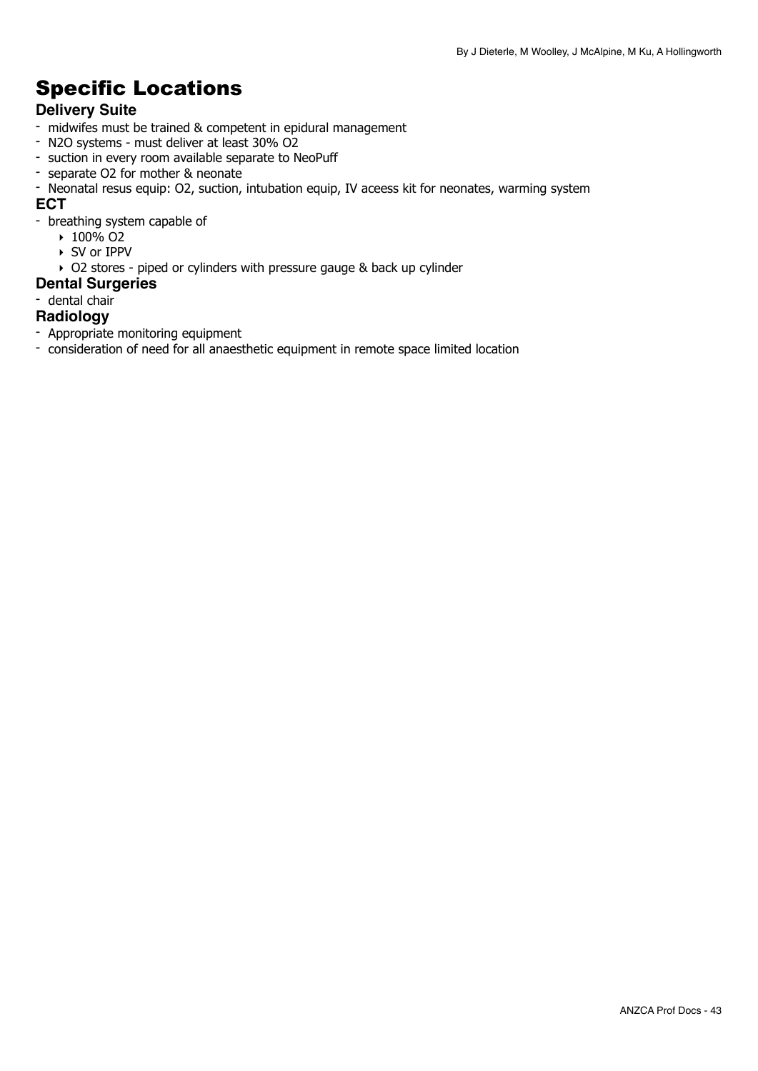# Specific Locations

## Delivery Suite

- midwifes must be trained & competent in epidural management
- N2O systems - must deliver at least 30% O2
- suction in every room available separate to NeoPuff
- separate O2 for mother & neonate
- Neonatal resus equip: O2, suction, intubation equip, IV aceess kit for neonates, warming system

## ECT

- breathing system capable of
    - 100% O2
    - SV or IPPV
    - O2 stores - piped or cylinders with pressure gauge & back up cylinder

## Dental Surgeries

- dental chair

## Radiology

- Appropriate monitoring equipment
- consideration of need for all anaesthetic equipment in remote space limited location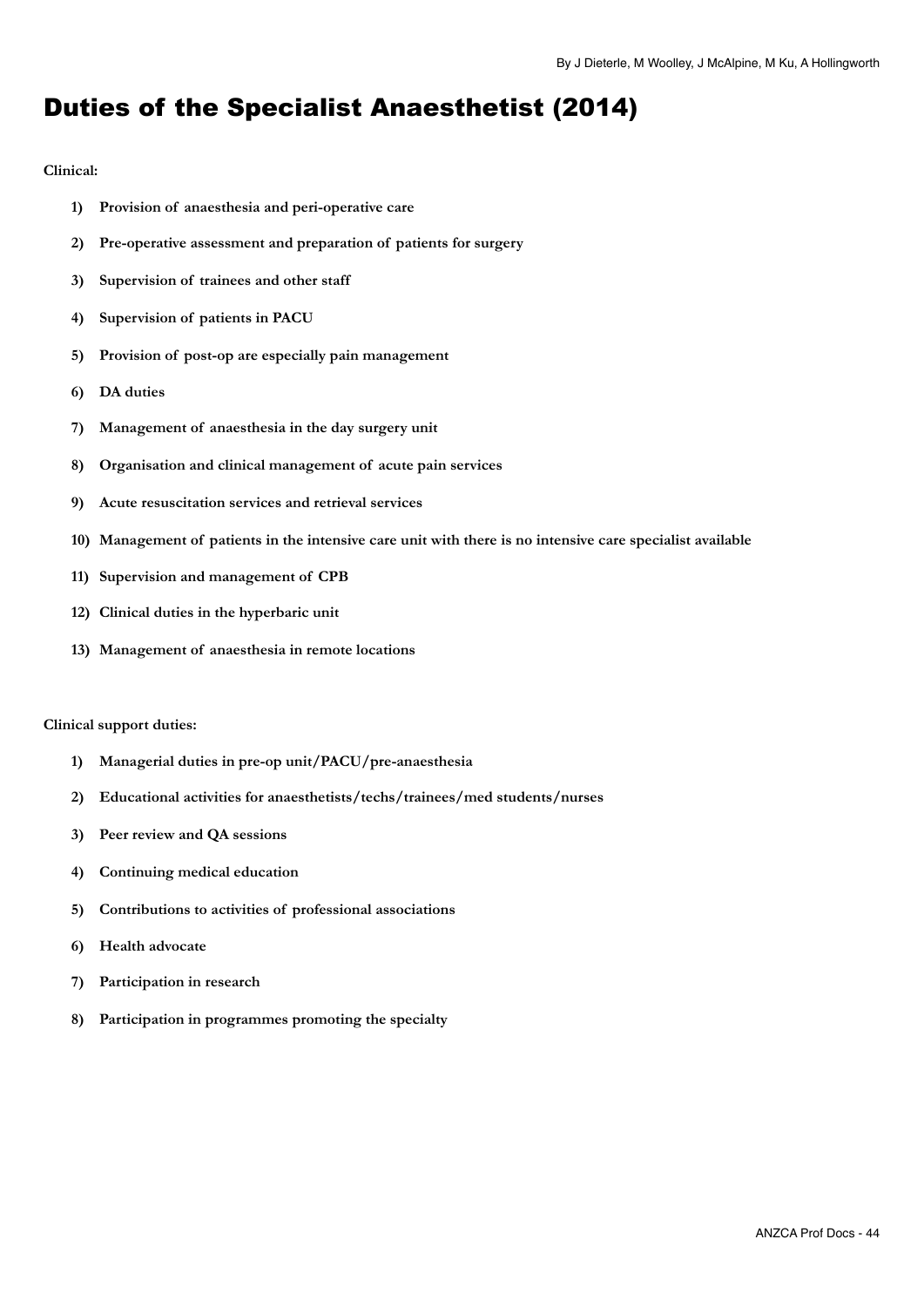# Duties of the Specialist Anaesthetist (2014)

**Clinical:**

1) **Provision of anaesthesia and peri-operative care**
2) **Pre-operative assessment and preparation of patients for surgery**
3) **Supervision of trainees and other staff**
4) **Supervision of patients in PACU**
5) **Provision of post-op are especially pain management**
6) **DA duties**
7) **Management of anaesthesia in the day surgery unit**
8) **Organisation and clinical management of acute pain services**
9) **Acute resuscitation services and retrieval services**
10) **Management of patients in the intensive care unit with there is no intensive care specialist available**
11) **Supervision and management of CPB**
12) **Clinical duties in the hyperbaric unit**
13) **Management of anaesthesia in remote locations**

**Clinical support duties:**

1) **Managerial duties in pre-op unit/PACU/pre-anaesthesia**
2) **Educational activities for anaesthetists/techs/trainees/med students/nurses**
3) **Peer review and QA sessions**
4) **Continuing medical education**
5) **Contributions to activities of professional associations**
6) **Health advocate**
7) **Participation in research**
8) **Participation in programmes promoting the specialty**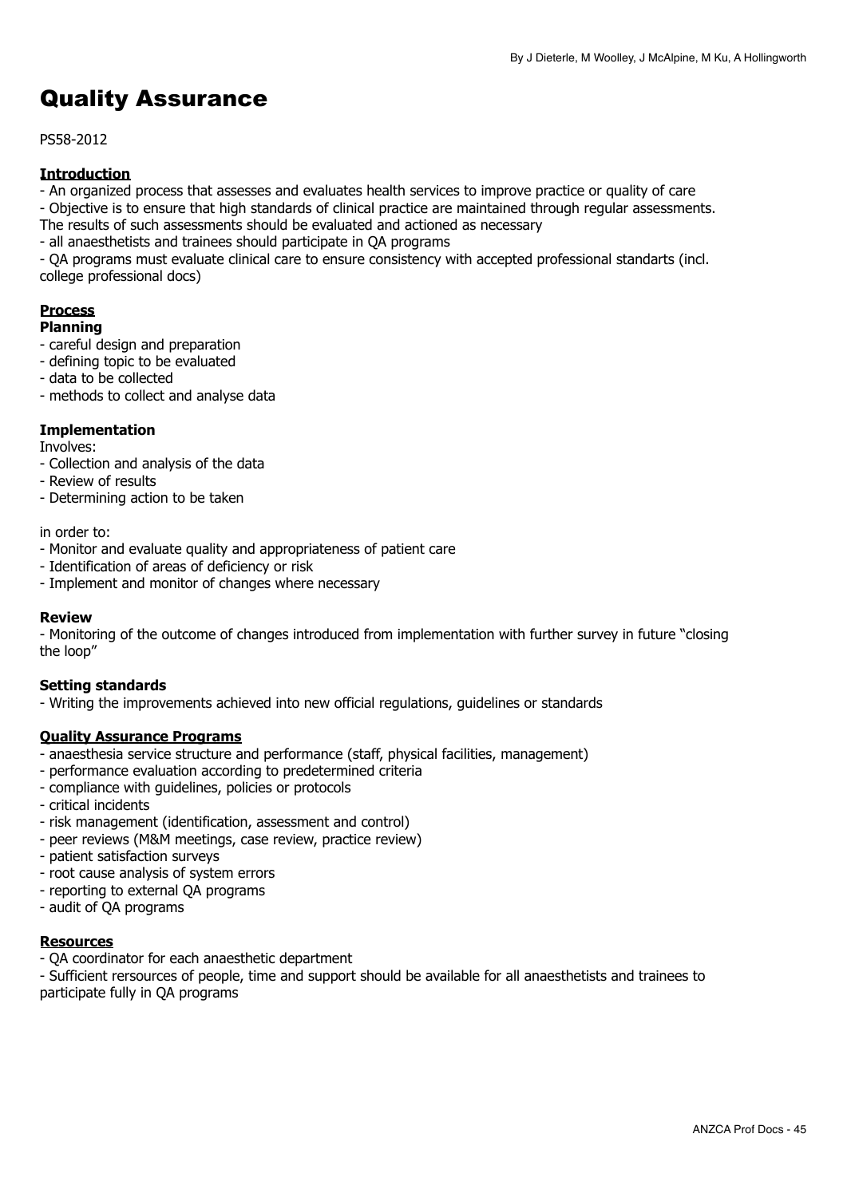# Quality Assurance

PS58-2012

**Introduction**

- An organized process that assesses and evaluates health services to improve practice or quality of care
- Objective is to ensure that high standards of clinical practice are maintained through regular assessments. The results of such assessments should be evaluated and actioned as necessary
- all anaesthetists and trainees should participate in QA programs
- QA programs must evaluate clinical care to ensure consistency with accepted professional standarts (incl. college professional docs)

**Process**

**Planning**

- careful design and preparation
- defining topic to be evaluated
- data to be collected
- methods to collect and analyse data

**Implementation**

Involves:

- Collection and analysis of the data
- Review of results
- Determining action to be taken

in order to:

- Monitor and evaluate quality and appropriateness of patient care
- Identification of areas of deficiency or risk
- Implement and monitor of changes where necessary

**Review**

- Monitoring of the outcome of changes introduced from implementation with further survey in future "closing the loop"

**Setting standards**

- Writing the improvements achieved into new official regulations, guidelines or standards

**Quality Assurance Programs**

- anaesthesia service structure and performance (staff, physical facilities, management)
- performance evaluation according to predetermined criteria
- compliance with guidelines, policies or protocols
- critical incidents
- risk management (identification, assessment and control)
- peer reviews (M&M meetings, case review, practice review)
- patient satisfaction surveys
- root cause analysis of system errors
- reporting to external QA programs
- audit of QA programs

**Resources**

- QA coordinator for each anaesthetic department
- Sufficient rersources of people, time and support should be available for all anaesthetists and trainees to participate fully in QA programs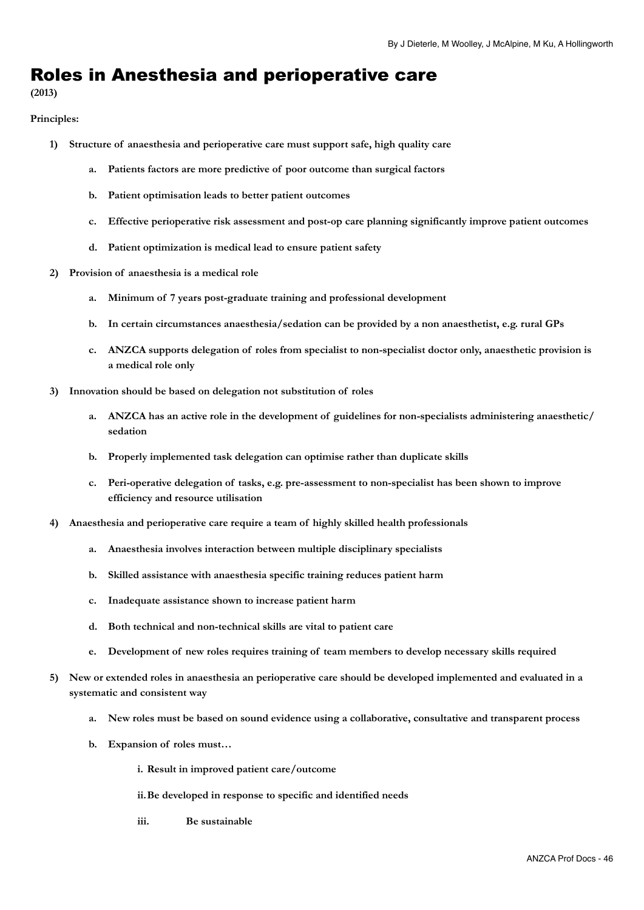By J Dieterle, M Woolley, J McAlpine, M Ku, A Hollingworth

# Roles in Anesthesia and perioperative care

**(2013)**

**Principles:**

1) **Structure of anaesthesia and perioperative care must support safe, high quality care**
    a. **Patients factors are more predictive of poor outcome than surgical factors**
    b. **Patient optimisation leads to better patient outcomes**
    c. **Effective perioperative risk assessment and post-op care planning significantly improve patient outcomes**
    d. **Patient optimization is medical lead to ensure patient safety**
2) **Provision of anaesthesia is a medical role**
    a. **Minimum of 7 years post-graduate training and professional development**
    b. **In certain circumstances anaesthesia/sedation can be provided by a non anaesthetist, e.g. rural GPs**
    c. **ANZCA supports delegation of roles from specialist to non-specialist doctor only, anaesthetic provision is a medical role only**
3) **Innovation should be based on delegation not substitution of roles**
    a. **ANZCA has an active role in the development of guidelines for non-specialists administering anaesthetic/ sedation**
    b. **Properly implemented task delegation can optimise rather than duplicate skills**
    c. **Peri-operative delegation of tasks, e.g. pre-assessment to non-specialist has been shown to improve efficiency and resource utilisation**
4) **Anaesthesia and perioperative care require a team of highly skilled health professionals**
    a. **Anaesthesia involves interaction between multiple disciplinary specialists**
    b. **Skilled assistance with anaesthesia specific training reduces patient harm**
    c. **Inadequate assistance shown to increase patient harm**
    d. **Both technical and non-technical skills are vital to patient care**
    e. **Development of new roles requires training of team members to develop necessary skills required**
5) **New or extended roles in anaesthesia an perioperative care should be developed implemented and evaluated in a systematic and consistent way**
    a. **New roles must be based on sound evidence using a collaborative, consultative and transparent process**
    b. **Expansion of roles must…**
        i. **Result in improved patient care/outcome**
        ii. **Be developed in response to specific and identified needs**
        iii. **Be sustainable**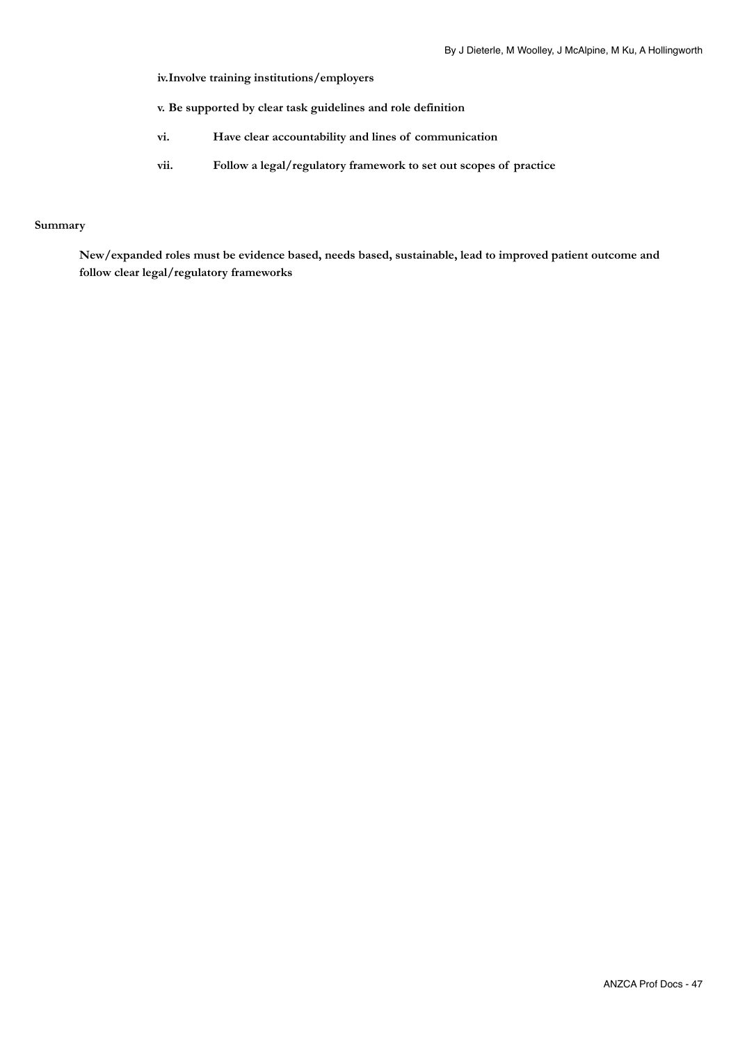**iv. Involve training institutions/employers**

**v. Be supported by clear task guidelines and role definition**

**vi. Have clear accountability and lines of communication**

**vii. Follow a legal/regulatory framework to set out scopes of practice**

**Summary**

**New/expanded roles must be evidence based, needs based, sustainable, lead to improved patient outcome and follow clear legal/regulatory frameworks**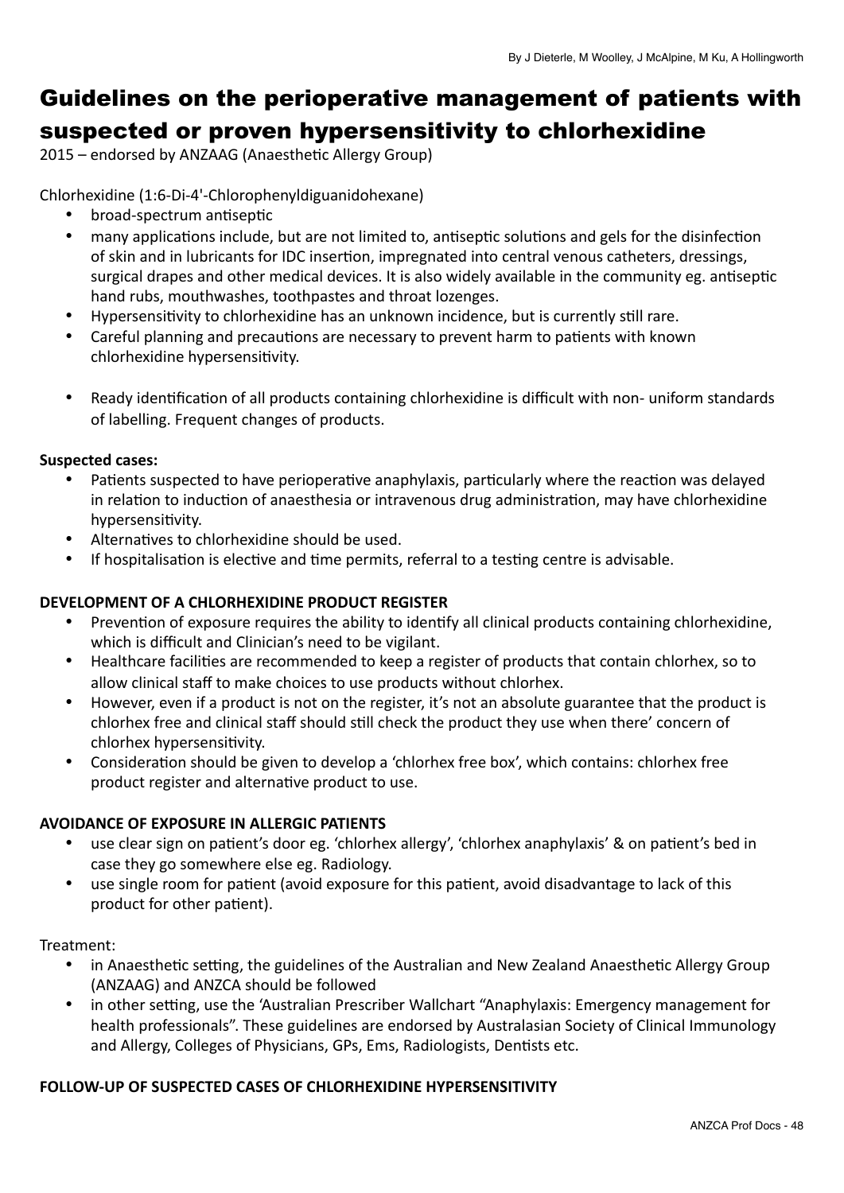By J Dieterle, M Woolley, J McAlpine, M Ku, A Hollingworth

# Guidelines on the perioperative management of patients with suspected or proven hypersensitivity to chlorhexidine

2015 – endorsed by ANZAAG (Anaesthetic Allergy Group)

Chlorhexidine (1:6-Di-4'-Chlorophenyldiguanidohexane)

- broad-spectrum antiseptic
- many applications include, but are not limited to, antiseptic solutions and gels for the disinfection of skin and in lubricants for IDC insertion, impregnated into central venous catheters, dressings, surgical drapes and other medical devices. It is also widely available in the community eg. antiseptic hand rubs, mouthwashes, toothpastes and throat lozenges.
- Hypersensitivity to chlorhexidine has an unknown incidence, but is currently still rare.
- Careful planning and precautions are necessary to prevent harm to patients with known chlorhexidine hypersensitivity.
- Ready identification of all products containing chlorhexidine is difficult with non- uniform standards of labelling. Frequent changes of products.

**Suspected cases:**

- Patients suspected to have perioperative anaphylaxis, particularly where the reaction was delayed in relation to induction of anaesthesia or intravenous drug administration, may have chlorhexidine hypersensitivity.
- Alternatives to chlorhexidine should be used.
- If hospitalisation is elective and time permits, referral to a testing centre is advisable.

**DEVELOPMENT OF A CHLORHEXIDINE PRODUCT REGISTER**

- Prevention of exposure requires the ability to identify all clinical products containing chlorhexidine, which is difficult and Clinician's need to be vigilant.
- Healthcare facilities are recommended to keep a register of products that contain chlorhex, so to allow clinical staff to make choices to use products without chlorhex.
- However, even if a product is not on the register, it's not an absolute guarantee that the product is chlorhex free and clinical staff should still check the product they use when there' concern of chlorhex hypersensitivity.
- Consideration should be given to develop a 'chlorhex free box', which contains: chlorhex free product register and alternative product to use.

**AVOIDANCE OF EXPOSURE IN ALLERGIC PATIENTS**

- use clear sign on patient's door eg. 'chlorhex allergy', 'chlorhex anaphylaxis' & on patient's bed in case they go somewhere else eg. Radiology.
- use single room for patient (avoid exposure for this patient, avoid disadvantage to lack of this product for other patient).

Treatment:

- in Anaesthetic setting, the guidelines of the Australian and New Zealand Anaesthetic Allergy Group (ANZAAG) and ANZCA should be followed
- in other setting, use the 'Australian Prescriber Wallchart "Anaphylaxis: Emergency management for health professionals". These guidelines are endorsed by Australasian Society of Clinical Immunology and Allergy, Colleges of Physicians, GPs, Ems, Radiologists, Dentists etc.

**FOLLOW-UP OF SUSPECTED CASES OF CHLORHEXIDINE HYPERSENSITIVITY**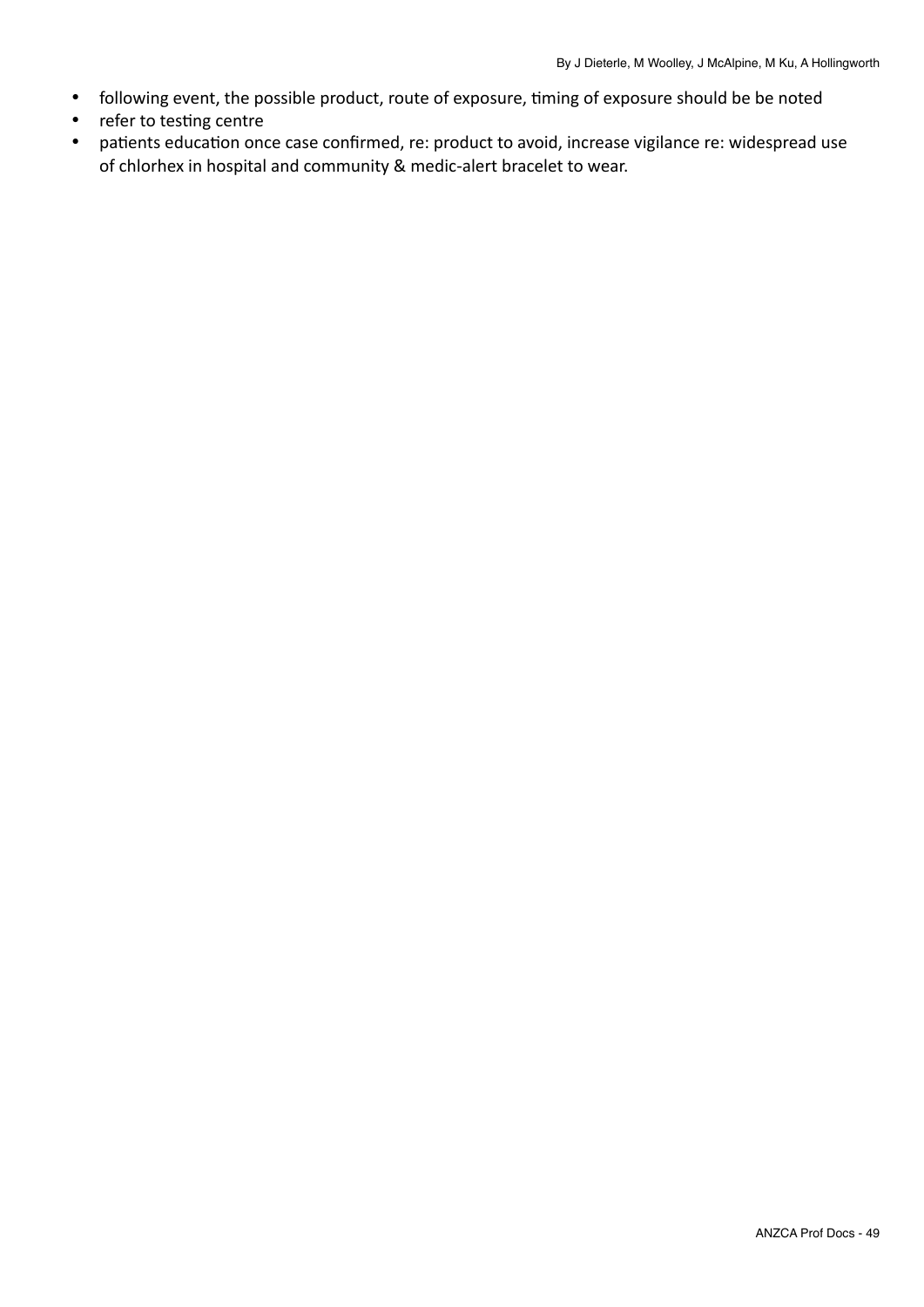- following event, the possible product, route of exposure, timing of exposure should be be noted
- refer to testing centre
- patients education once case confirmed, re: product to avoid, increase vigilance re: widespread use of chlorhex in hospital and community & medic-alert bracelet to wear.